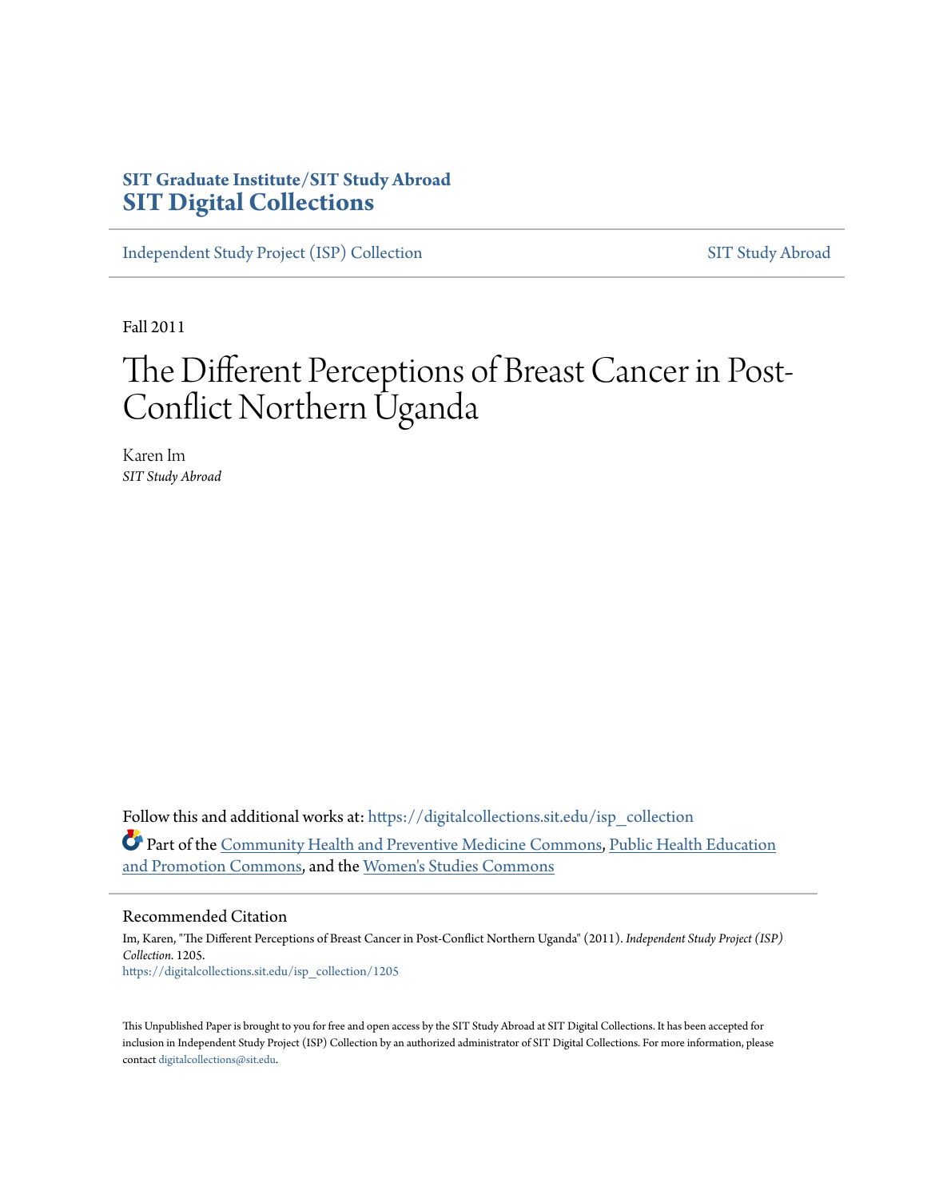SIT Graduate Institute/SIT Study Abroad
**SIT Digital Collections**

Independent Study Project (ISP) Collection | SIT Study Abroad

Fall 2011

# The Different Perceptions of Breast Cancer in Post-Conflict Northern Uganda

Karen Im
*SIT Study Abroad*

Follow this and additional works at: https://digitalcollections.sit.edu/isp_collection

Part of the Community Health and Preventive Medicine Commons, Public Health Education and Promotion Commons, and the Women's Studies Commons

## Recommended Citation

Im, Karen, "The Different Perceptions of Breast Cancer in Post-Conflict Northern Uganda" (2011). *Independent Study Project (ISP) Collection*. 1205.
https://digitalcollections.sit.edu/isp_collection/1205

This Unpublished Paper is brought to you for free and open access by the SIT Study Abroad at SIT Digital Collections. It has been accepted for inclusion in Independent Study Project (ISP) Collection by an authorized administrator of SIT Digital Collections. For more information, please contact digitalcollections@sit.edu.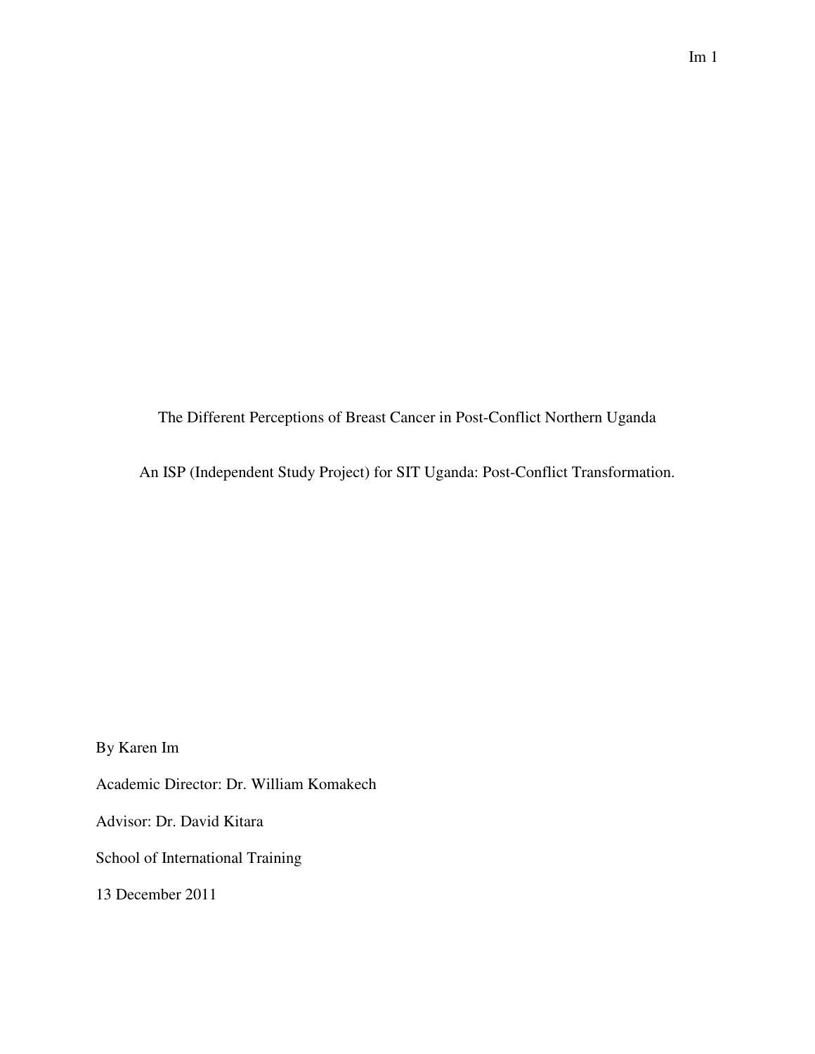The Different Perceptions of Breast Cancer in Post-Conflict Northern Uganda

An ISP (Independent Study Project) for SIT Uganda: Post-Conflict Transformation.

By Karen Im

Academic Director: Dr. William Komakech

Advisor: Dr. David Kitara

School of International Training

13 December 2011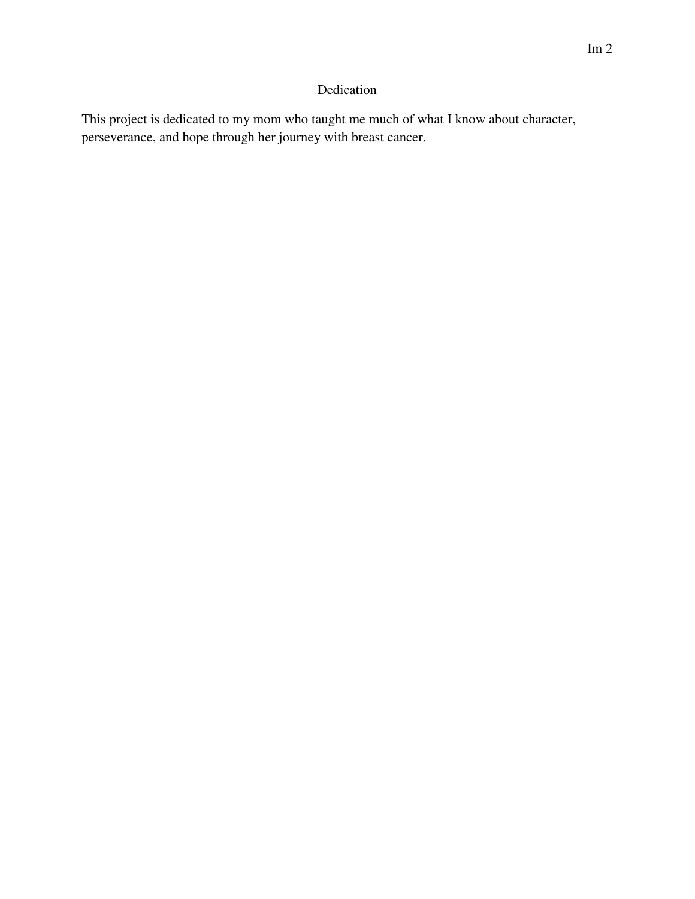# Dedication

This project is dedicated to my mom who taught me much of what I know about character, perseverance, and hope through her journey with breast cancer.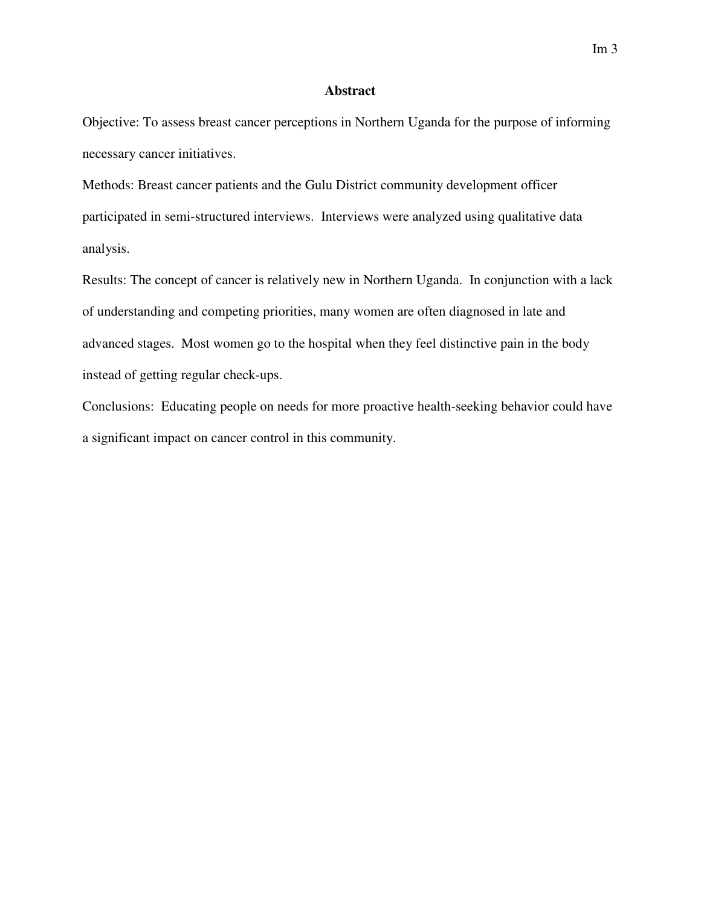## Abstract

Objective: To assess breast cancer perceptions in Northern Uganda for the purpose of informing necessary cancer initiatives.

Methods: Breast cancer patients and the Gulu District community development officer participated in semi-structured interviews. Interviews were analyzed using qualitative data analysis.

Results: The concept of cancer is relatively new in Northern Uganda. In conjunction with a lack of understanding and competing priorities, many women are often diagnosed in late and advanced stages. Most women go to the hospital when they feel distinctive pain in the body instead of getting regular check-ups.

Conclusions: Educating people on needs for more proactive health-seeking behavior could have a significant impact on cancer control in this community.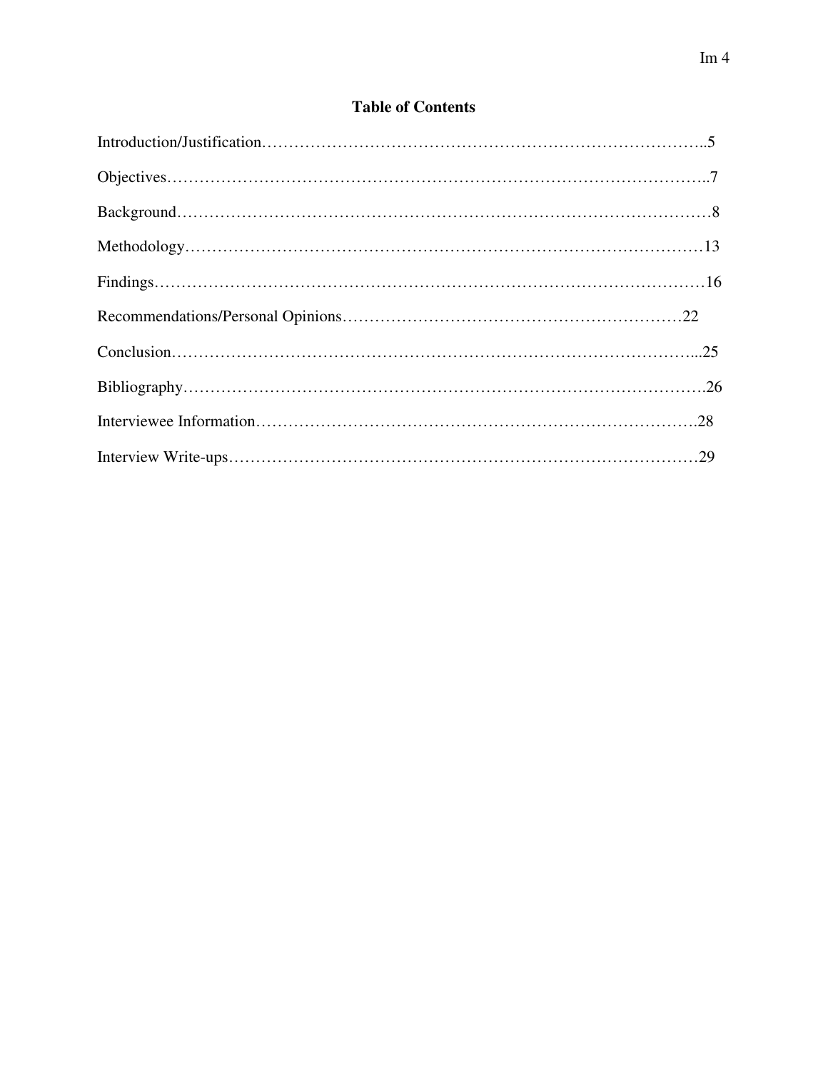# Table of Contents

Introduction/Justification……………………………………………………………………..5

Objectives……………………………………………………………………………………..7

Background……………………………………………………………………………………8

Methodology…………………………………………………………………………………13

Findings………………………………………………………………………………………16

Recommendations/Personal Opinions……………………………………………………22

Conclusion…………………………………………………………………………………...25

Bibliography………………………………………………………………………………….26

Interviewee Information……………………………………………………………………….28

Interview Write-ups…………………………………………………………………………29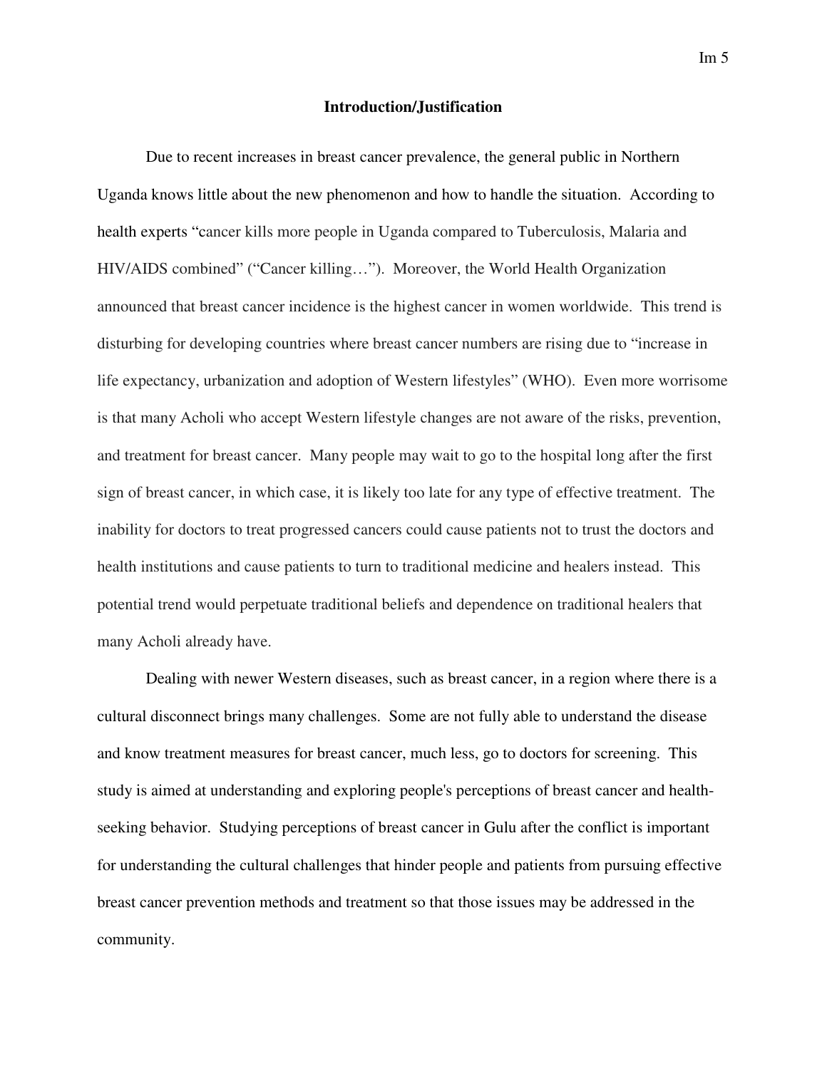## Introduction/Justification

Due to recent increases in breast cancer prevalence, the general public in Northern Uganda knows little about the new phenomenon and how to handle the situation. According to health experts "cancer kills more people in Uganda compared to Tuberculosis, Malaria and HIV/AIDS combined" ("Cancer killing…"). Moreover, the World Health Organization announced that breast cancer incidence is the highest cancer in women worldwide. This trend is disturbing for developing countries where breast cancer numbers are rising due to "increase in life expectancy, urbanization and adoption of Western lifestyles" (WHO). Even more worrisome is that many Acholi who accept Western lifestyle changes are not aware of the risks, prevention, and treatment for breast cancer. Many people may wait to go to the hospital long after the first sign of breast cancer, in which case, it is likely too late for any type of effective treatment. The inability for doctors to treat progressed cancers could cause patients not to trust the doctors and health institutions and cause patients to turn to traditional medicine and healers instead. This potential trend would perpetuate traditional beliefs and dependence on traditional healers that many Acholi already have.

Dealing with newer Western diseases, such as breast cancer, in a region where there is a cultural disconnect brings many challenges. Some are not fully able to understand the disease and know treatment measures for breast cancer, much less, go to doctors for screening. This study is aimed at understanding and exploring people's perceptions of breast cancer and health-seeking behavior. Studying perceptions of breast cancer in Gulu after the conflict is important for understanding the cultural challenges that hinder people and patients from pursuing effective breast cancer prevention methods and treatment so that those issues may be addressed in the community.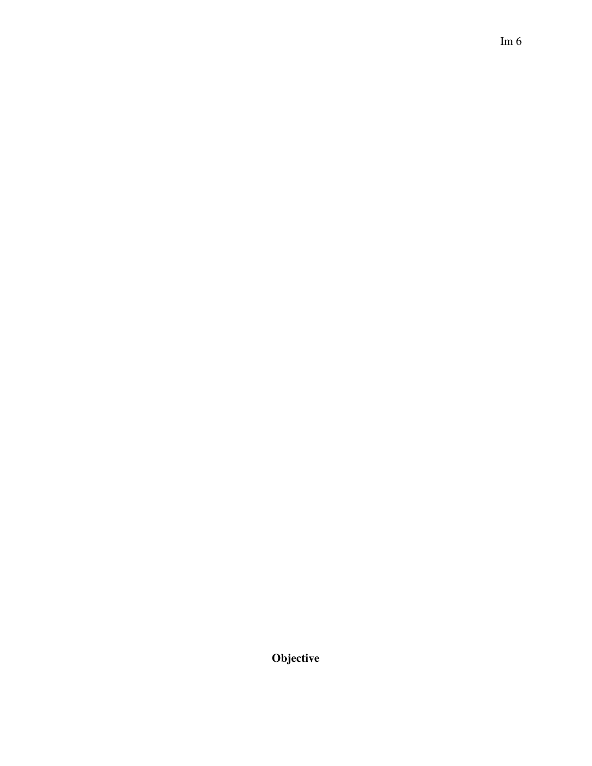**Objective**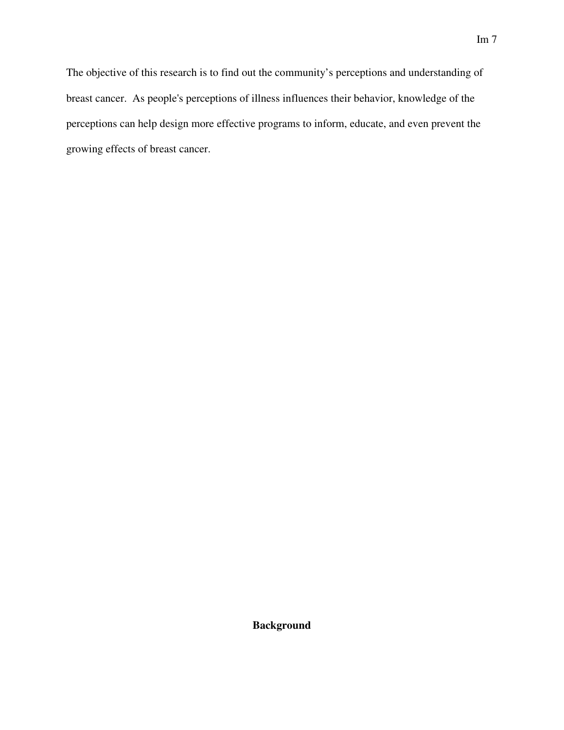The objective of this research is to find out the community's perceptions and understanding of breast cancer. As people's perceptions of illness influences their behavior, knowledge of the perceptions can help design more effective programs to inform, educate, and even prevent the growing effects of breast cancer.

## Background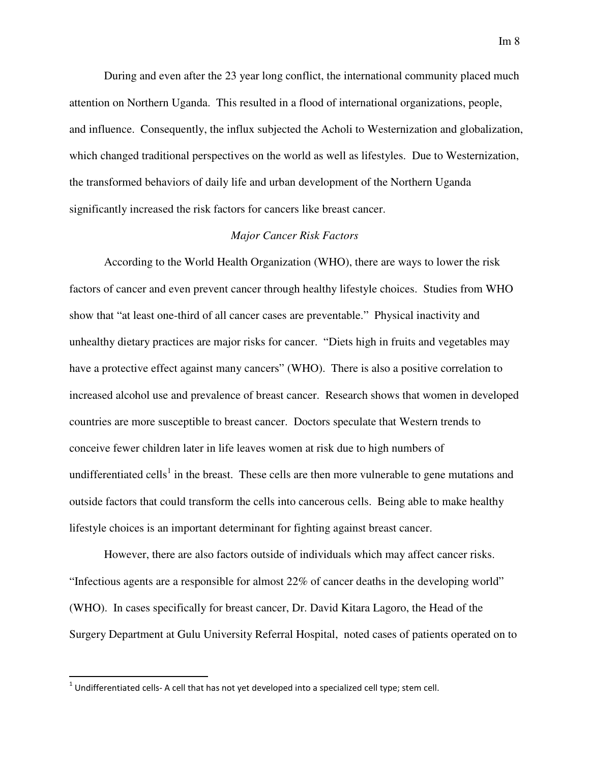During and even after the 23 year long conflict, the international community placed much attention on Northern Uganda. This resulted in a flood of international organizations, people, and influence. Consequently, the influx subjected the Acholi to Westernization and globalization, which changed traditional perspectives on the world as well as lifestyles. Due to Westernization, the transformed behaviors of daily life and urban development of the Northern Uganda significantly increased the risk factors for cancers like breast cancer.

*Major Cancer Risk Factors*

According to the World Health Organization (WHO), there are ways to lower the risk factors of cancer and even prevent cancer through healthy lifestyle choices. Studies from WHO show that "at least one-third of all cancer cases are preventable." Physical inactivity and unhealthy dietary practices are major risks for cancer. "Diets high in fruits and vegetables may have a protective effect against many cancers" (WHO). There is also a positive correlation to increased alcohol use and prevalence of breast cancer. Research shows that women in developed countries are more susceptible to breast cancer. Doctors speculate that Western trends to conceive fewer children later in life leaves women at risk due to high numbers of undifferentiated cells[1] in the breast. These cells are then more vulnerable to gene mutations and outside factors that could transform the cells into cancerous cells. Being able to make healthy lifestyle choices is an important determinant for fighting against breast cancer.

However, there are also factors outside of individuals which may affect cancer risks. "Infectious agents are a responsible for almost 22% of cancer deaths in the developing world" (WHO). In cases specifically for breast cancer, Dr. David Kitara Lagoro, the Head of the Surgery Department at Gulu University Referral Hospital, noted cases of patients operated on to

---

[1] Undifferentiated cells- A cell that has not yet developed into a specialized cell type; stem cell.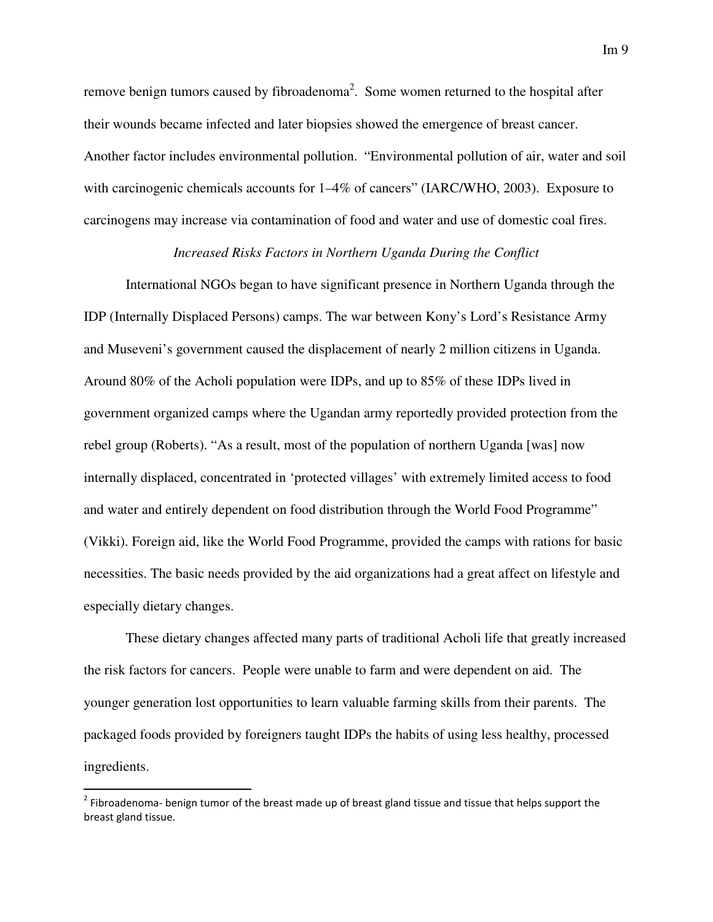remove benign tumors caused by fibroadenoma[2]. Some women returned to the hospital after their wounds became infected and later biopsies showed the emergence of breast cancer. Another factor includes environmental pollution. "Environmental pollution of air, water and soil with carcinogenic chemicals accounts for 1–4% of cancers" (IARC/WHO, 2003). Exposure to carcinogens may increase via contamination of food and water and use of domestic coal fires.

*Increased Risks Factors in Northern Uganda During the Conflict*

International NGOs began to have significant presence in Northern Uganda through the IDP (Internally Displaced Persons) camps. The war between Kony's Lord's Resistance Army and Museveni's government caused the displacement of nearly 2 million citizens in Uganda. Around 80% of the Acholi population were IDPs, and up to 85% of these IDPs lived in government organized camps where the Ugandan army reportedly provided protection from the rebel group (Roberts). "As a result, most of the population of northern Uganda [was] now internally displaced, concentrated in 'protected villages' with extremely limited access to food and water and entirely dependent on food distribution through the World Food Programme" (Vikki). Foreign aid, like the World Food Programme, provided the camps with rations for basic necessities. The basic needs provided by the aid organizations had a great affect on lifestyle and especially dietary changes.

These dietary changes affected many parts of traditional Acholi life that greatly increased the risk factors for cancers. People were unable to farm and were dependent on aid. The younger generation lost opportunities to learn valuable farming skills from their parents. The packaged foods provided by foreigners taught IDPs the habits of using less healthy, processed ingredients.

---

[2] Fibroadenoma- benign tumor of the breast made up of breast gland tissue and tissue that helps support the breast gland tissue.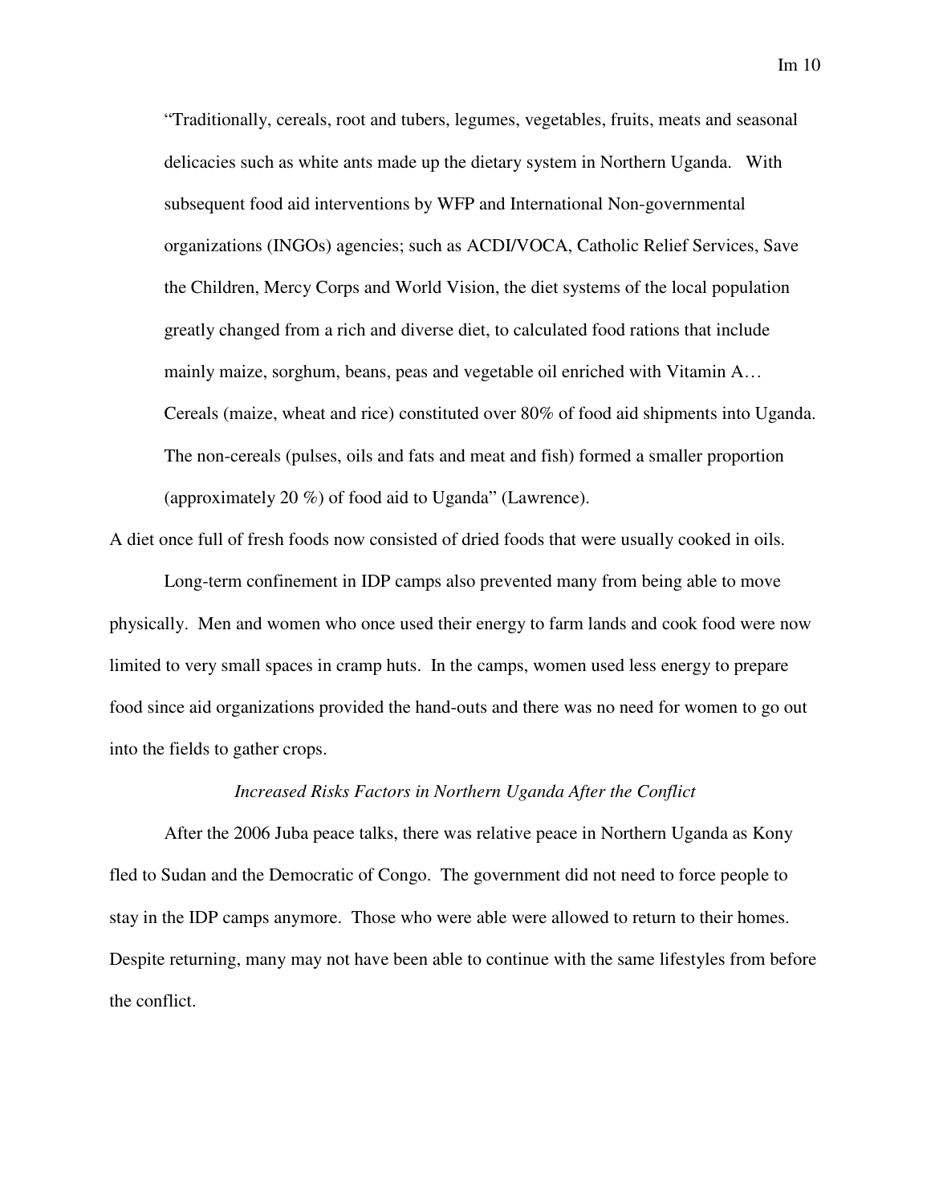> "Traditionally, cereals, root and tubers, legumes, vegetables, fruits, meats and seasonal delicacies such as white ants made up the dietary system in Northern Uganda. With subsequent food aid interventions by WFP and International Non-governmental organizations (INGOs) agencies; such as ACDI/VOCA, Catholic Relief Services, Save the Children, Mercy Corps and World Vision, the diet systems of the local population greatly changed from a rich and diverse diet, to calculated food rations that include mainly maize, sorghum, beans, peas and vegetable oil enriched with Vitamin A… Cereals (maize, wheat and rice) constituted over 80% of food aid shipments into Uganda. The non-cereals (pulses, oils and fats and meat and fish) formed a smaller proportion (approximately 20 %) of food aid to Uganda" (Lawrence).

A diet once full of fresh foods now consisted of dried foods that were usually cooked in oils.

Long-term confinement in IDP camps also prevented many from being able to move physically. Men and women who once used their energy to farm lands and cook food were now limited to very small spaces in cramp huts. In the camps, women used less energy to prepare food since aid organizations provided the hand-outs and there was no need for women to go out into the fields to gather crops.

### *Increased Risks Factors in Northern Uganda After the Conflict*

After the 2006 Juba peace talks, there was relative peace in Northern Uganda as Kony fled to Sudan and the Democratic of Congo. The government did not need to force people to stay in the IDP camps anymore. Those who were able were allowed to return to their homes. Despite returning, many may not have been able to continue with the same lifestyles from before the conflict.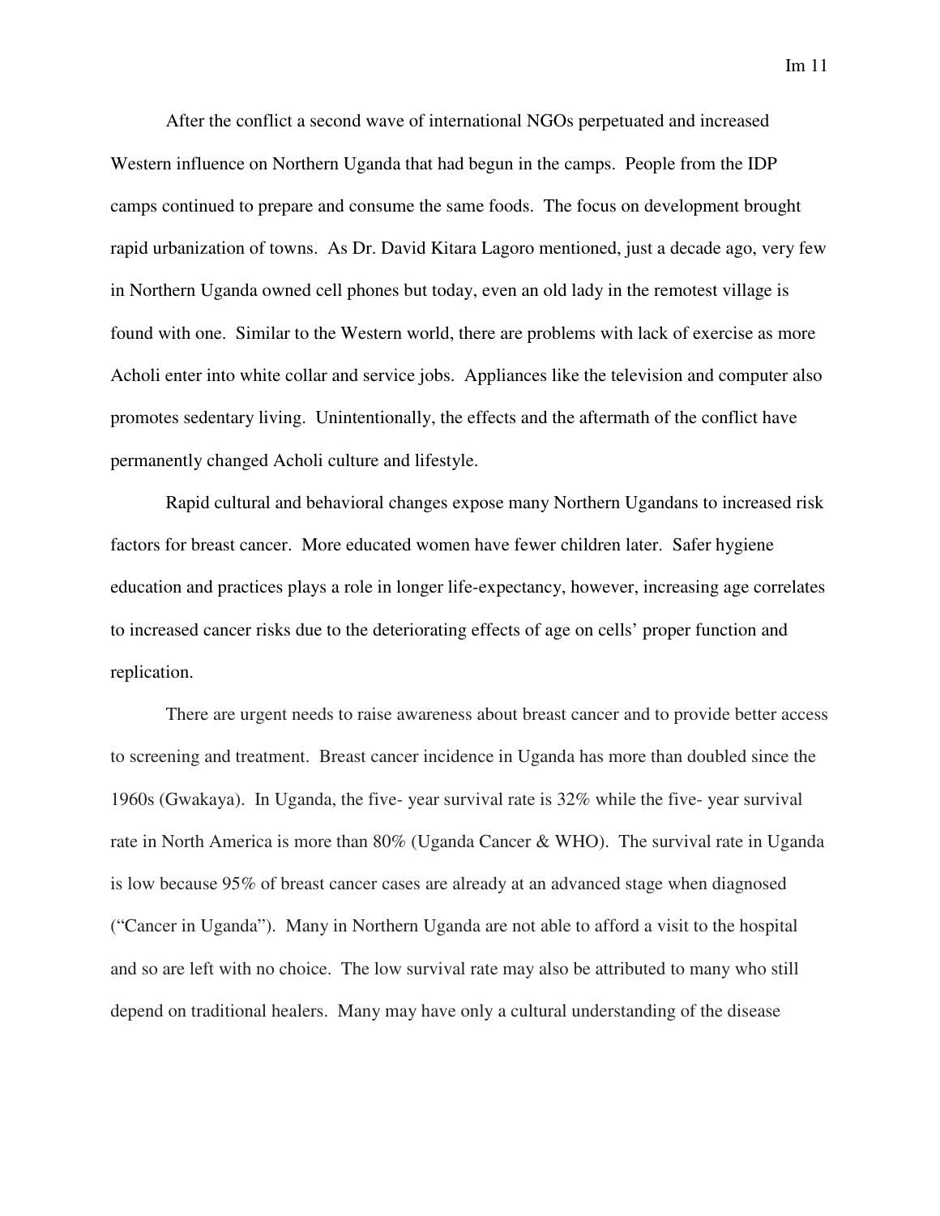After the conflict a second wave of international NGOs perpetuated and increased Western influence on Northern Uganda that had begun in the camps. People from the IDP camps continued to prepare and consume the same foods. The focus on development brought rapid urbanization of towns. As Dr. David Kitara Lagoro mentioned, just a decade ago, very few in Northern Uganda owned cell phones but today, even an old lady in the remotest village is found with one. Similar to the Western world, there are problems with lack of exercise as more Acholi enter into white collar and service jobs. Appliances like the television and computer also promotes sedentary living. Unintentionally, the effects and the aftermath of the conflict have permanently changed Acholi culture and lifestyle.

Rapid cultural and behavioral changes expose many Northern Ugandans to increased risk factors for breast cancer. More educated women have fewer children later. Safer hygiene education and practices plays a role in longer life-expectancy, however, increasing age correlates to increased cancer risks due to the deteriorating effects of age on cells' proper function and replication.

There are urgent needs to raise awareness about breast cancer and to provide better access to screening and treatment. Breast cancer incidence in Uganda has more than doubled since the 1960s (Gwakaya). In Uganda, the five- year survival rate is 32% while the five- year survival rate in North America is more than 80% (Uganda Cancer & WHO). The survival rate in Uganda is low because 95% of breast cancer cases are already at an advanced stage when diagnosed ("Cancer in Uganda"). Many in Northern Uganda are not able to afford a visit to the hospital and so are left with no choice. The low survival rate may also be attributed to many who still depend on traditional healers. Many may have only a cultural understanding of the disease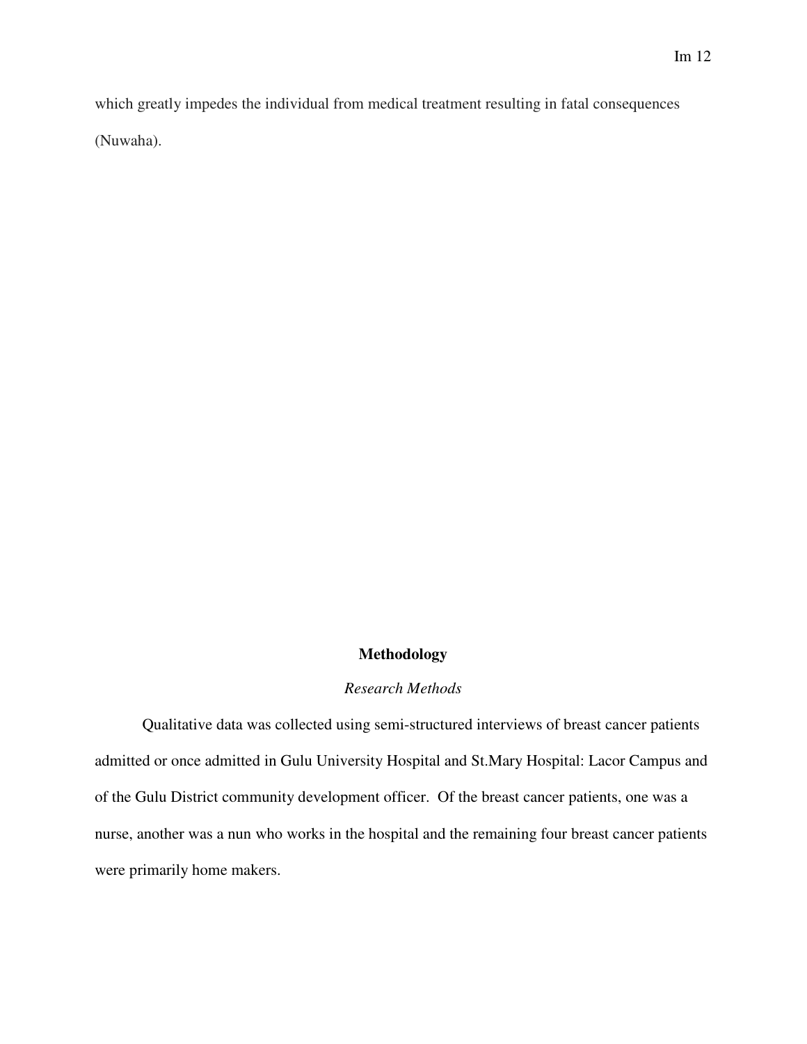which greatly impedes the individual from medical treatment resulting in fatal consequences (Nuwaha).

## Methodology

### *Research Methods*

Qualitative data was collected using semi-structured interviews of breast cancer patients admitted or once admitted in Gulu University Hospital and St.Mary Hospital: Lacor Campus and of the Gulu District community development officer. Of the breast cancer patients, one was a nurse, another was a nun who works in the hospital and the remaining four breast cancer patients were primarily home makers.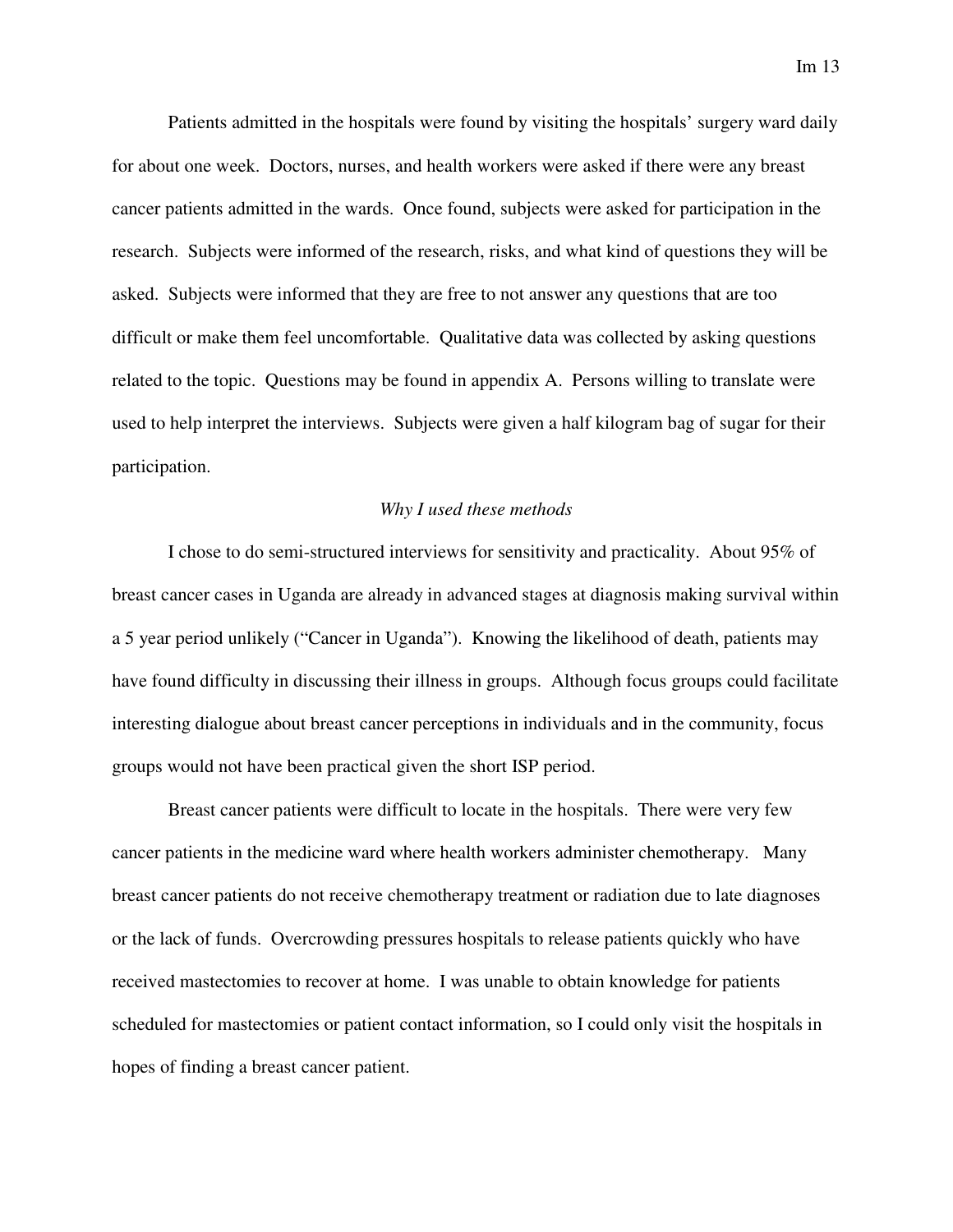Patients admitted in the hospitals were found by visiting the hospitals' surgery ward daily for about one week. Doctors, nurses, and health workers were asked if there were any breast cancer patients admitted in the wards. Once found, subjects were asked for participation in the research. Subjects were informed of the research, risks, and what kind of questions they will be asked. Subjects were informed that they are free to not answer any questions that are too difficult or make them feel uncomfortable. Qualitative data was collected by asking questions related to the topic. Questions may be found in appendix A. Persons willing to translate were used to help interpret the interviews. Subjects were given a half kilogram bag of sugar for their participation.

*Why I used these methods*

I chose to do semi-structured interviews for sensitivity and practicality. About 95% of breast cancer cases in Uganda are already in advanced stages at diagnosis making survival within a 5 year period unlikely ("Cancer in Uganda"). Knowing the likelihood of death, patients may have found difficulty in discussing their illness in groups. Although focus groups could facilitate interesting dialogue about breast cancer perceptions in individuals and in the community, focus groups would not have been practical given the short ISP period.

Breast cancer patients were difficult to locate in the hospitals. There were very few cancer patients in the medicine ward where health workers administer chemotherapy. Many breast cancer patients do not receive chemotherapy treatment or radiation due to late diagnoses or the lack of funds. Overcrowding pressures hospitals to release patients quickly who have received mastectomies to recover at home. I was unable to obtain knowledge for patients scheduled for mastectomies or patient contact information, so I could only visit the hospitals in hopes of finding a breast cancer patient.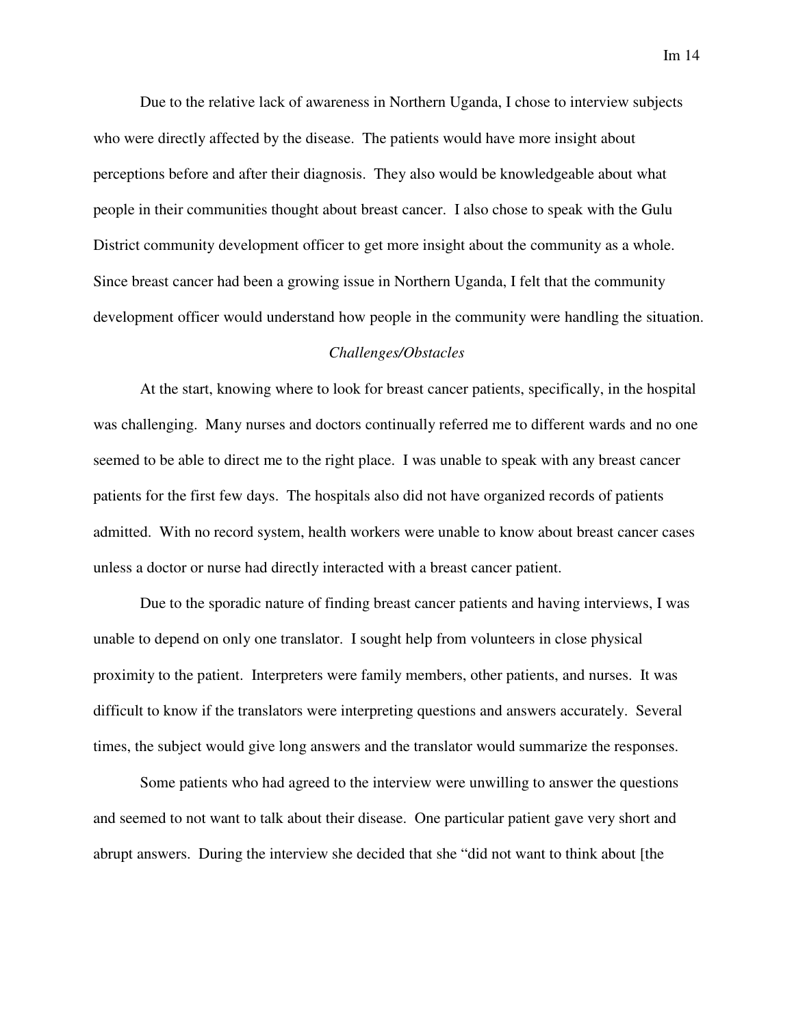Due to the relative lack of awareness in Northern Uganda, I chose to interview subjects who were directly affected by the disease. The patients would have more insight about perceptions before and after their diagnosis. They also would be knowledgeable about what people in their communities thought about breast cancer. I also chose to speak with the Gulu District community development officer to get more insight about the community as a whole. Since breast cancer had been a growing issue in Northern Uganda, I felt that the community development officer would understand how people in the community were handling the situation.

*Challenges/Obstacles*

At the start, knowing where to look for breast cancer patients, specifically, in the hospital was challenging. Many nurses and doctors continually referred me to different wards and no one seemed to be able to direct me to the right place. I was unable to speak with any breast cancer patients for the first few days. The hospitals also did not have organized records of patients admitted. With no record system, health workers were unable to know about breast cancer cases unless a doctor or nurse had directly interacted with a breast cancer patient.

Due to the sporadic nature of finding breast cancer patients and having interviews, I was unable to depend on only one translator. I sought help from volunteers in close physical proximity to the patient. Interpreters were family members, other patients, and nurses. It was difficult to know if the translators were interpreting questions and answers accurately. Several times, the subject would give long answers and the translator would summarize the responses.

Some patients who had agreed to the interview were unwilling to answer the questions and seemed to not want to talk about their disease. One particular patient gave very short and abrupt answers. During the interview she decided that she "did not want to think about [the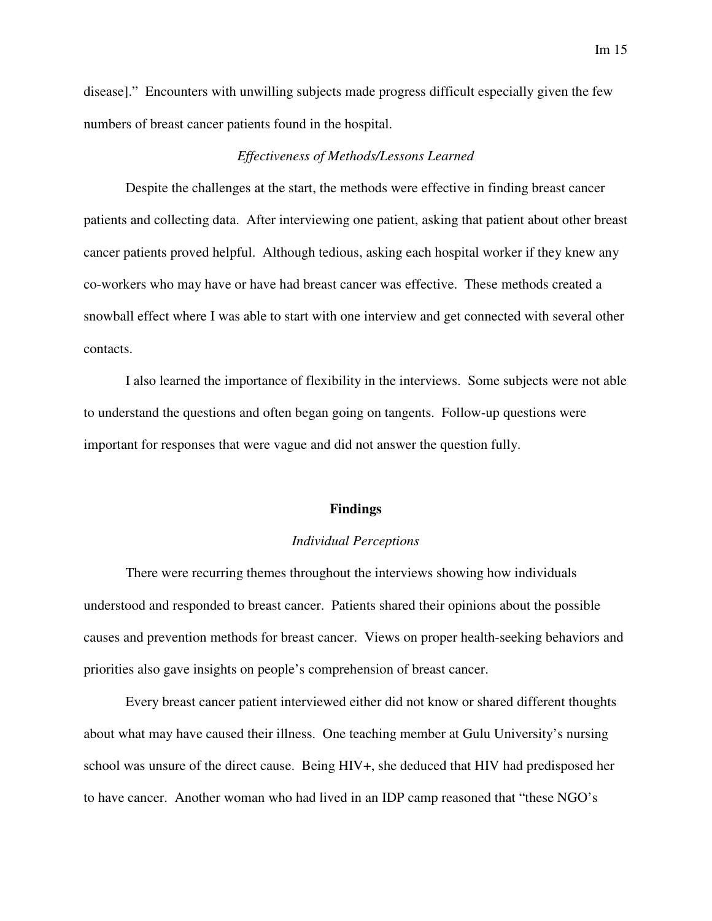disease]." Encounters with unwilling subjects made progress difficult especially given the few numbers of breast cancer patients found in the hospital.

### *Effectiveness of Methods/Lessons Learned*

Despite the challenges at the start, the methods were effective in finding breast cancer patients and collecting data. After interviewing one patient, asking that patient about other breast cancer patients proved helpful. Although tedious, asking each hospital worker if they knew any co-workers who may have or have had breast cancer was effective. These methods created a snowball effect where I was able to start with one interview and get connected with several other contacts.

I also learned the importance of flexibility in the interviews. Some subjects were not able to understand the questions and often began going on tangents. Follow-up questions were important for responses that were vague and did not answer the question fully.

## **Findings**

### *Individual Perceptions*

There were recurring themes throughout the interviews showing how individuals understood and responded to breast cancer. Patients shared their opinions about the possible causes and prevention methods for breast cancer. Views on proper health-seeking behaviors and priorities also gave insights on people's comprehension of breast cancer.

Every breast cancer patient interviewed either did not know or shared different thoughts about what may have caused their illness. One teaching member at Gulu University's nursing school was unsure of the direct cause. Being HIV+, she deduced that HIV had predisposed her to have cancer. Another woman who had lived in an IDP camp reasoned that "these NGO's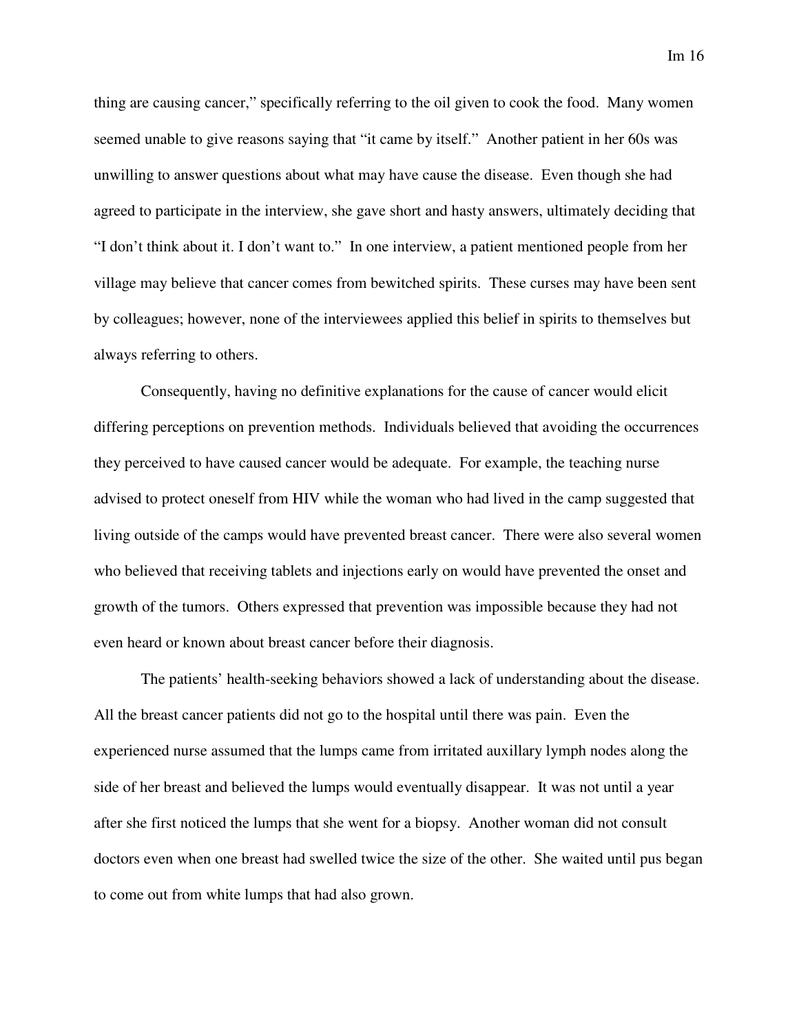thing are causing cancer," specifically referring to the oil given to cook the food. Many women seemed unable to give reasons saying that "it came by itself." Another patient in her 60s was unwilling to answer questions about what may have cause the disease. Even though she had agreed to participate in the interview, she gave short and hasty answers, ultimately deciding that "I don't think about it. I don't want to." In one interview, a patient mentioned people from her village may believe that cancer comes from bewitched spirits. These curses may have been sent by colleagues; however, none of the interviewees applied this belief in spirits to themselves but always referring to others.

Consequently, having no definitive explanations for the cause of cancer would elicit differing perceptions on prevention methods. Individuals believed that avoiding the occurrences they perceived to have caused cancer would be adequate. For example, the teaching nurse advised to protect oneself from HIV while the woman who had lived in the camp suggested that living outside of the camps would have prevented breast cancer. There were also several women who believed that receiving tablets and injections early on would have prevented the onset and growth of the tumors. Others expressed that prevention was impossible because they had not even heard or known about breast cancer before their diagnosis.

The patients' health-seeking behaviors showed a lack of understanding about the disease. All the breast cancer patients did not go to the hospital until there was pain. Even the experienced nurse assumed that the lumps came from irritated auxillary lymph nodes along the side of her breast and believed the lumps would eventually disappear. It was not until a year after she first noticed the lumps that she went for a biopsy. Another woman did not consult doctors even when one breast had swelled twice the size of the other. She waited until pus began to come out from white lumps that had also grown.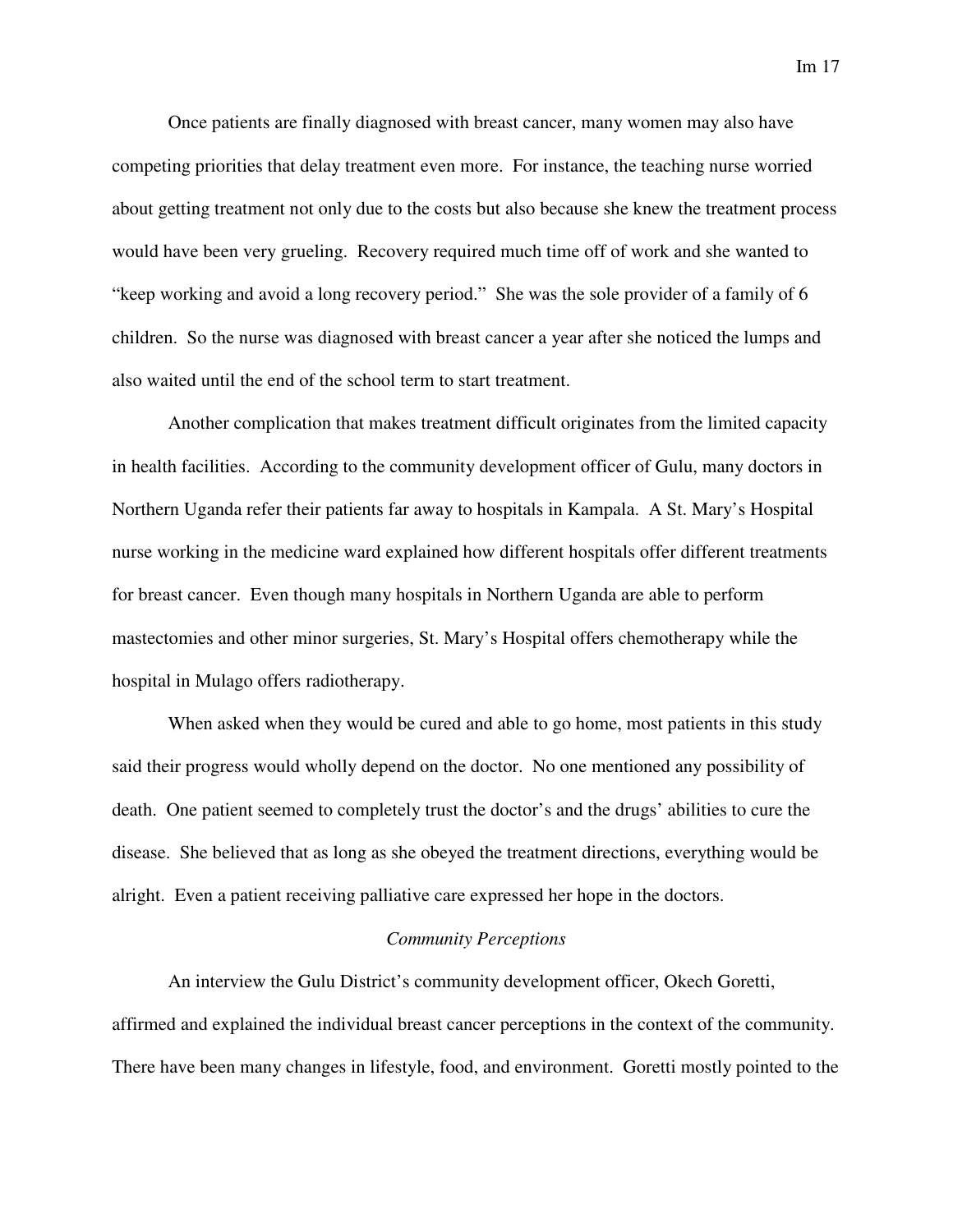Once patients are finally diagnosed with breast cancer, many women may also have competing priorities that delay treatment even more. For instance, the teaching nurse worried about getting treatment not only due to the costs but also because she knew the treatment process would have been very grueling. Recovery required much time off of work and she wanted to "keep working and avoid a long recovery period." She was the sole provider of a family of 6 children. So the nurse was diagnosed with breast cancer a year after she noticed the lumps and also waited until the end of the school term to start treatment.

Another complication that makes treatment difficult originates from the limited capacity in health facilities. According to the community development officer of Gulu, many doctors in Northern Uganda refer their patients far away to hospitals in Kampala. A St. Mary's Hospital nurse working in the medicine ward explained how different hospitals offer different treatments for breast cancer. Even though many hospitals in Northern Uganda are able to perform mastectomies and other minor surgeries, St. Mary's Hospital offers chemotherapy while the hospital in Mulago offers radiotherapy.

When asked when they would be cured and able to go home, most patients in this study said their progress would wholly depend on the doctor. No one mentioned any possibility of death. One patient seemed to completely trust the doctor's and the drugs' abilities to cure the disease. She believed that as long as she obeyed the treatment directions, everything would be alright. Even a patient receiving palliative care expressed her hope in the doctors.

*Community Perceptions*

An interview the Gulu District's community development officer, Okech Goretti, affirmed and explained the individual breast cancer perceptions in the context of the community. There have been many changes in lifestyle, food, and environment. Goretti mostly pointed to the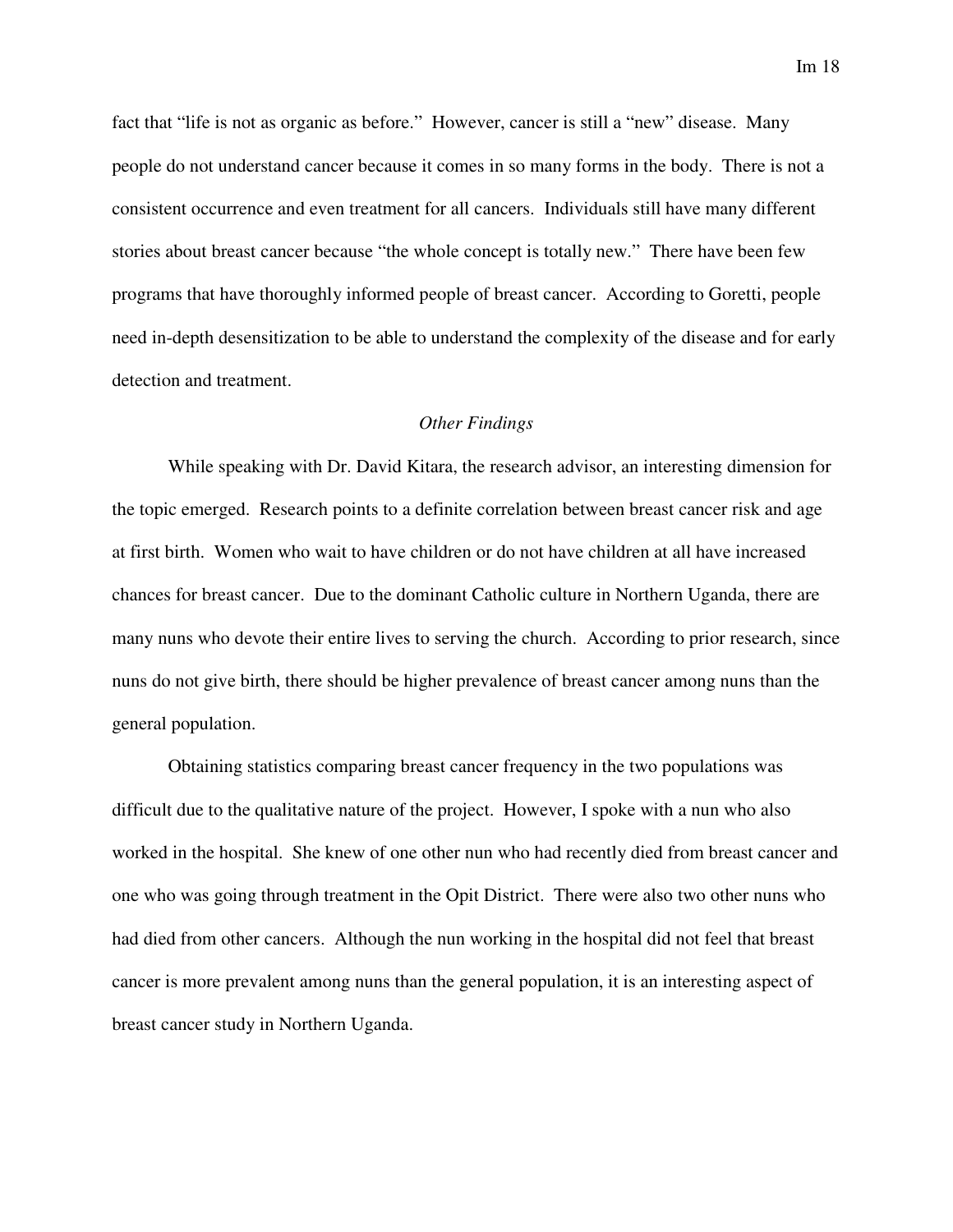fact that "life is not as organic as before." However, cancer is still a "new" disease. Many people do not understand cancer because it comes in so many forms in the body. There is not a consistent occurrence and even treatment for all cancers. Individuals still have many different stories about breast cancer because "the whole concept is totally new." There have been few programs that have thoroughly informed people of breast cancer. According to Goretti, people need in-depth desensitization to be able to understand the complexity of the disease and for early detection and treatment.

### *Other Findings*

While speaking with Dr. David Kitara, the research advisor, an interesting dimension for the topic emerged. Research points to a definite correlation between breast cancer risk and age at first birth. Women who wait to have children or do not have children at all have increased chances for breast cancer. Due to the dominant Catholic culture in Northern Uganda, there are many nuns who devote their entire lives to serving the church. According to prior research, since nuns do not give birth, there should be higher prevalence of breast cancer among nuns than the general population.

Obtaining statistics comparing breast cancer frequency in the two populations was difficult due to the qualitative nature of the project. However, I spoke with a nun who also worked in the hospital. She knew of one other nun who had recently died from breast cancer and one who was going through treatment in the Opit District. There were also two other nuns who had died from other cancers. Although the nun working in the hospital did not feel that breast cancer is more prevalent among nuns than the general population, it is an interesting aspect of breast cancer study in Northern Uganda.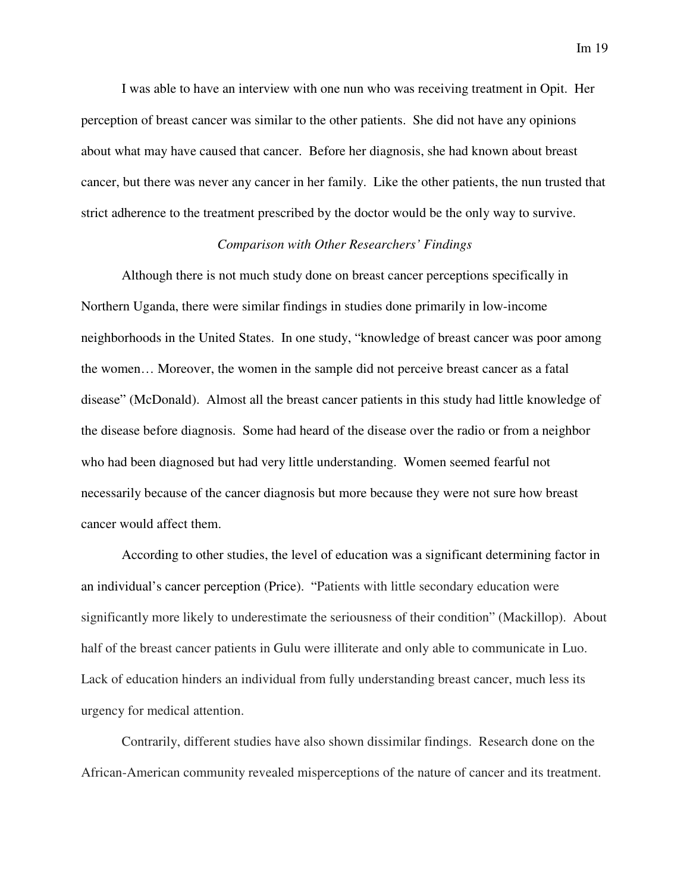I was able to have an interview with one nun who was receiving treatment in Opit. Her perception of breast cancer was similar to the other patients. She did not have any opinions about what may have caused that cancer. Before her diagnosis, she had known about breast cancer, but there was never any cancer in her family. Like the other patients, the nun trusted that strict adherence to the treatment prescribed by the doctor would be the only way to survive.

### *Comparison with Other Researchers' Findings*

Although there is not much study done on breast cancer perceptions specifically in Northern Uganda, there were similar findings in studies done primarily in low-income neighborhoods in the United States. In one study, "knowledge of breast cancer was poor among the women… Moreover, the women in the sample did not perceive breast cancer as a fatal disease" (McDonald). Almost all the breast cancer patients in this study had little knowledge of the disease before diagnosis. Some had heard of the disease over the radio or from a neighbor who had been diagnosed but had very little understanding. Women seemed fearful not necessarily because of the cancer diagnosis but more because they were not sure how breast cancer would affect them.

According to other studies, the level of education was a significant determining factor in an individual's cancer perception (Price). "Patients with little secondary education were significantly more likely to underestimate the seriousness of their condition" (Mackillop). About half of the breast cancer patients in Gulu were illiterate and only able to communicate in Luo. Lack of education hinders an individual from fully understanding breast cancer, much less its urgency for medical attention.

Contrarily, different studies have also shown dissimilar findings. Research done on the African-American community revealed misperceptions of the nature of cancer and its treatment.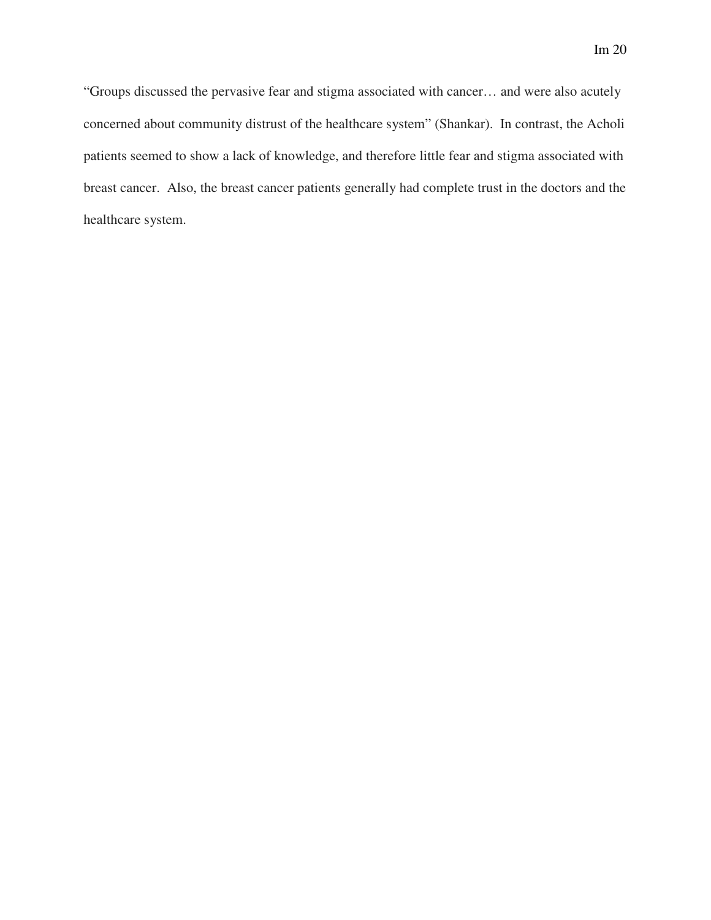"Groups discussed the pervasive fear and stigma associated with cancer… and were also acutely concerned about community distrust of the healthcare system" (Shankar). In contrast, the Acholi patients seemed to show a lack of knowledge, and therefore little fear and stigma associated with breast cancer. Also, the breast cancer patients generally had complete trust in the doctors and the healthcare system.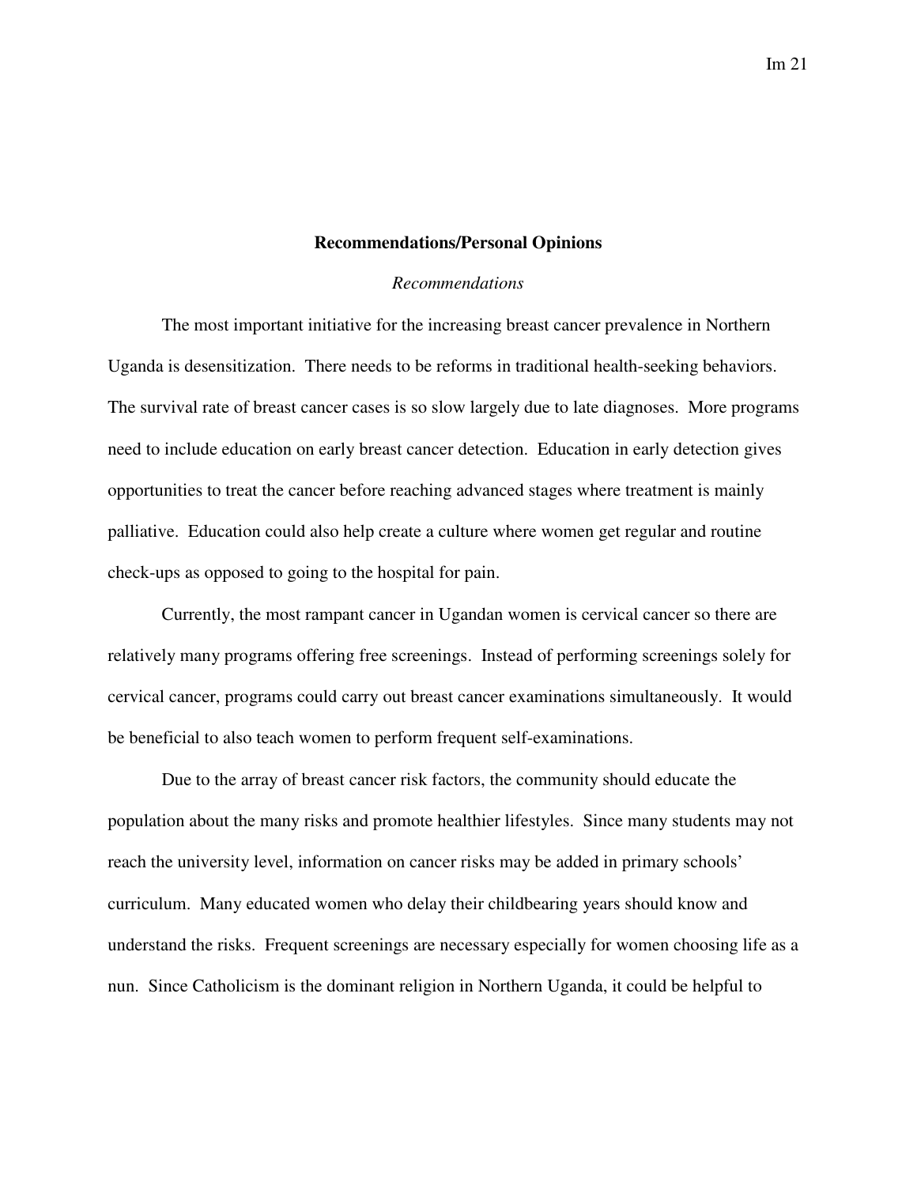## Recommendations/Personal Opinions

### *Recommendations*

The most important initiative for the increasing breast cancer prevalence in Northern Uganda is desensitization. There needs to be reforms in traditional health-seeking behaviors. The survival rate of breast cancer cases is so slow largely due to late diagnoses. More programs need to include education on early breast cancer detection. Education in early detection gives opportunities to treat the cancer before reaching advanced stages where treatment is mainly palliative. Education could also help create a culture where women get regular and routine check-ups as opposed to going to the hospital for pain.

Currently, the most rampant cancer in Ugandan women is cervical cancer so there are relatively many programs offering free screenings. Instead of performing screenings solely for cervical cancer, programs could carry out breast cancer examinations simultaneously. It would be beneficial to also teach women to perform frequent self-examinations.

Due to the array of breast cancer risk factors, the community should educate the population about the many risks and promote healthier lifestyles. Since many students may not reach the university level, information on cancer risks may be added in primary schools' curriculum. Many educated women who delay their childbearing years should know and understand the risks. Frequent screenings are necessary especially for women choosing life as a nun. Since Catholicism is the dominant religion in Northern Uganda, it could be helpful to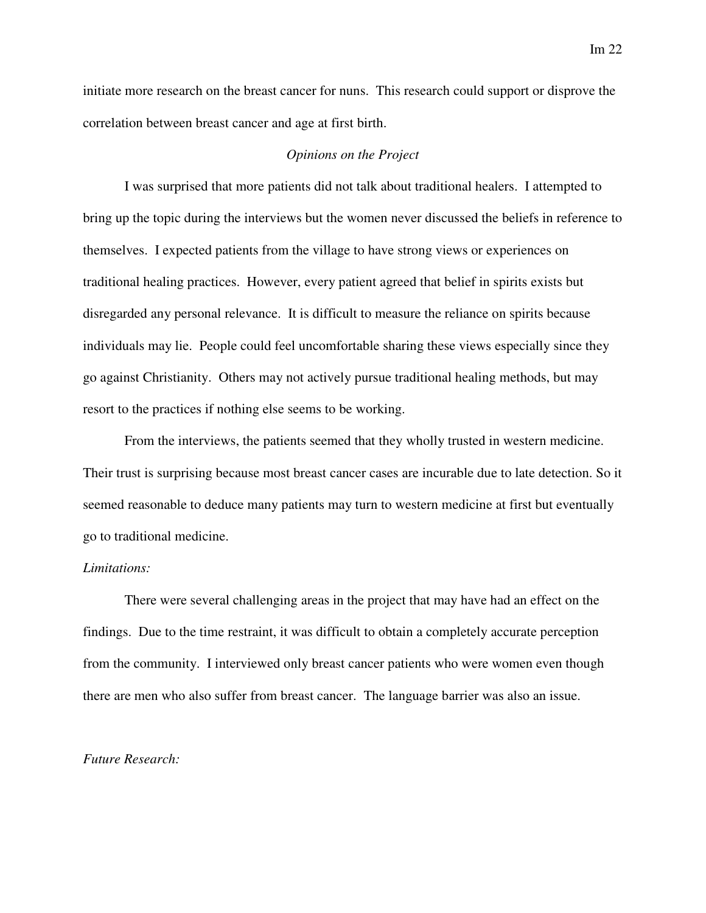initiate more research on the breast cancer for nuns. This research could support or disprove the correlation between breast cancer and age at first birth.

### *Opinions on the Project*

I was surprised that more patients did not talk about traditional healers. I attempted to bring up the topic during the interviews but the women never discussed the beliefs in reference to themselves. I expected patients from the village to have strong views or experiences on traditional healing practices. However, every patient agreed that belief in spirits exists but disregarded any personal relevance. It is difficult to measure the reliance on spirits because individuals may lie. People could feel uncomfortable sharing these views especially since they go against Christianity. Others may not actively pursue traditional healing methods, but may resort to the practices if nothing else seems to be working.

From the interviews, the patients seemed that they wholly trusted in western medicine. Their trust is surprising because most breast cancer cases are incurable due to late detection. So it seemed reasonable to deduce many patients may turn to western medicine at first but eventually go to traditional medicine.

*Limitations:*

There were several challenging areas in the project that may have had an effect on the findings. Due to the time restraint, it was difficult to obtain a completely accurate perception from the community. I interviewed only breast cancer patients who were women even though there are men who also suffer from breast cancer. The language barrier was also an issue.

*Future Research:*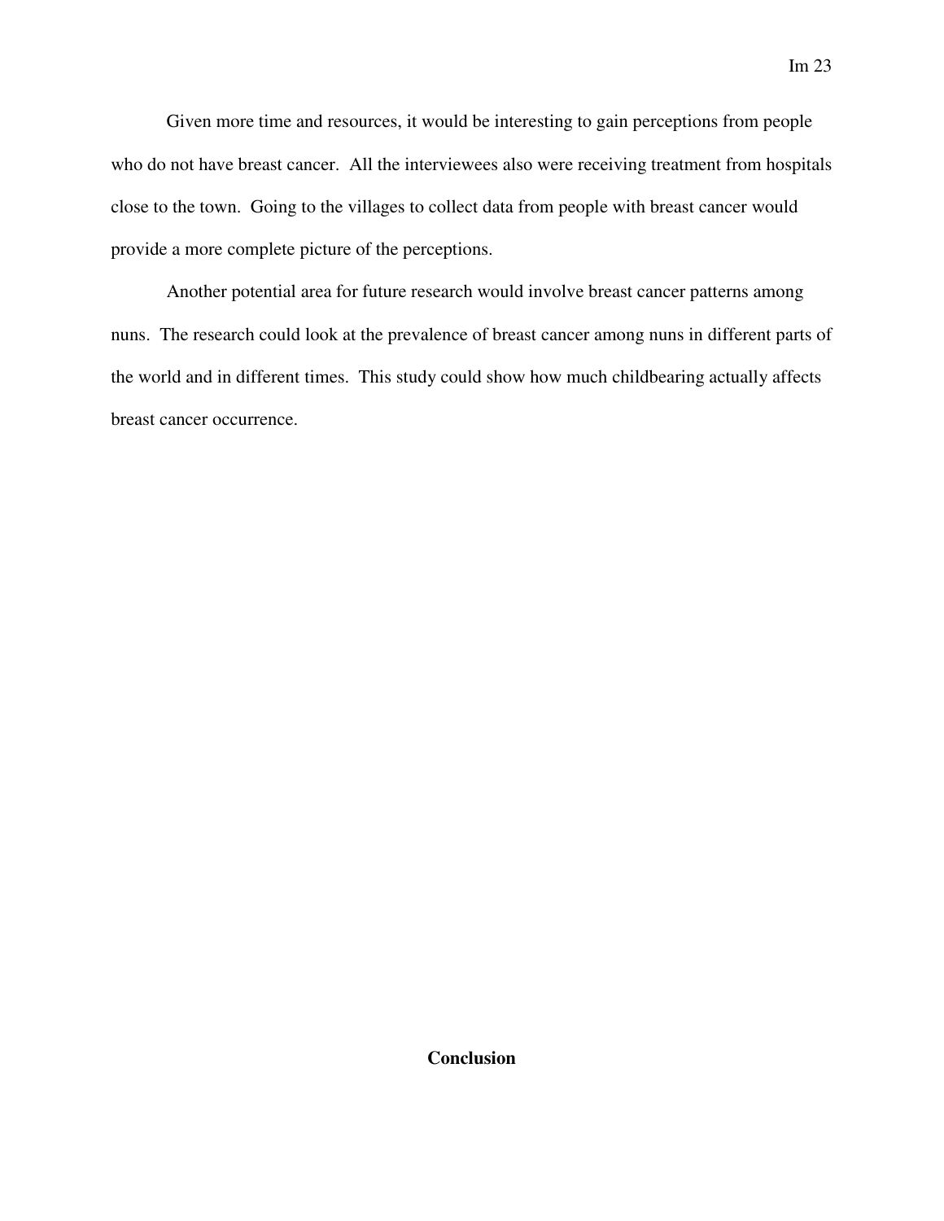Given more time and resources, it would be interesting to gain perceptions from people who do not have breast cancer. All the interviewees also were receiving treatment from hospitals close to the town. Going to the villages to collect data from people with breast cancer would provide a more complete picture of the perceptions.

Another potential area for future research would involve breast cancer patterns among nuns. The research could look at the prevalence of breast cancer among nuns in different parts of the world and in different times. This study could show how much childbearing actually affects breast cancer occurrence.

## Conclusion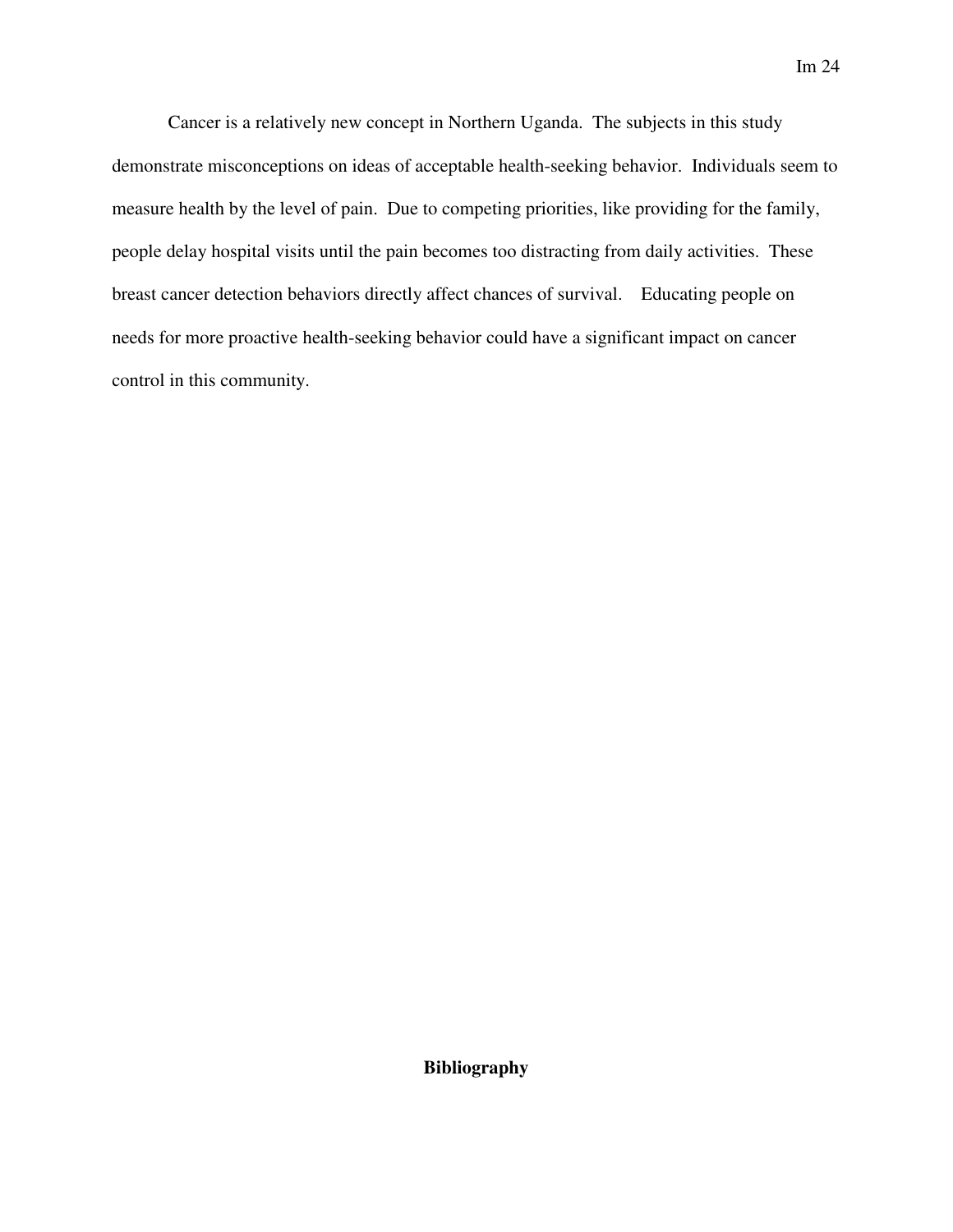Cancer is a relatively new concept in Northern Uganda. The subjects in this study demonstrate misconceptions on ideas of acceptable health-seeking behavior. Individuals seem to measure health by the level of pain. Due to competing priorities, like providing for the family, people delay hospital visits until the pain becomes too distracting from daily activities. These breast cancer detection behaviors directly affect chances of survival. Educating people on needs for more proactive health-seeking behavior could have a significant impact on cancer control in this community.

## Bibliography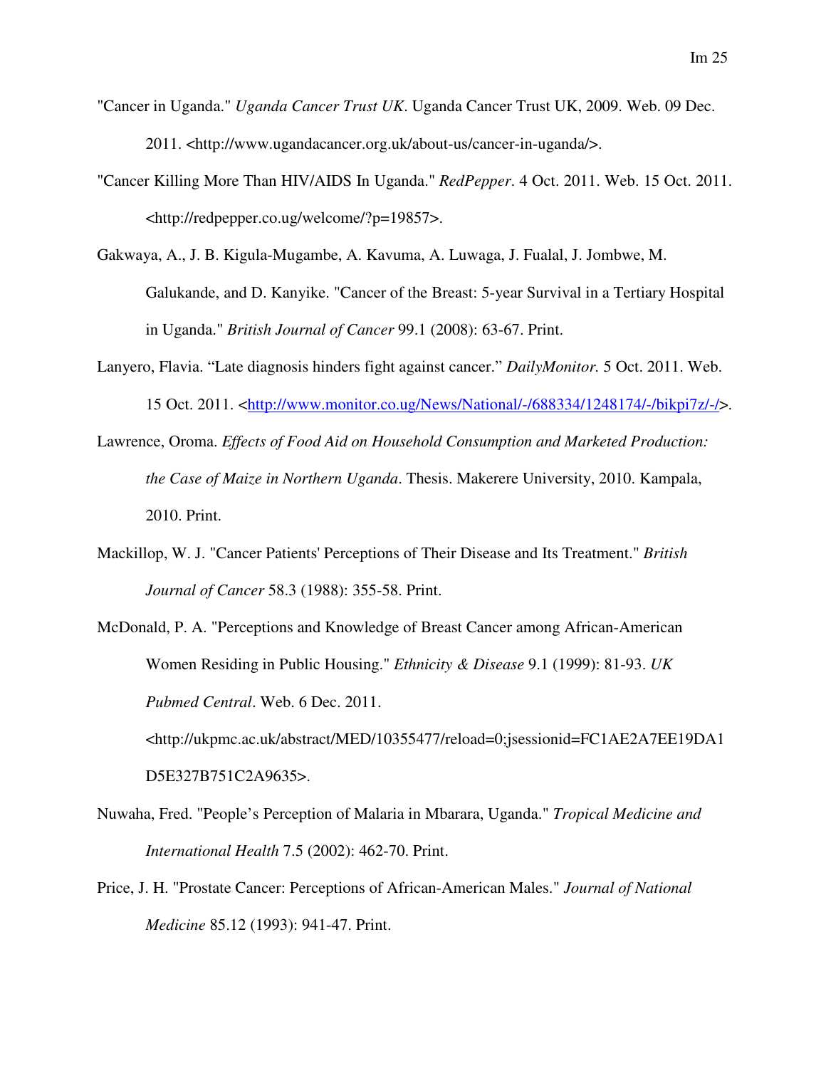"Cancer in Uganda." *Uganda Cancer Trust UK*. Uganda Cancer Trust UK, 2009. Web. 09 Dec. 2011. <http://www.ugandacancer.org.uk/about-us/cancer-in-uganda/>.

"Cancer Killing More Than HIV/AIDS In Uganda." *RedPepper*. 4 Oct. 2011. Web. 15 Oct. 2011. <http://redpepper.co.ug/welcome/?p=19857>.

Gakwaya, A., J. B. Kigula-Mugambe, A. Kavuma, A. Luwaga, J. Fualal, J. Jombwe, M. Galukande, and D. Kanyike. "Cancer of the Breast: 5-year Survival in a Tertiary Hospital in Uganda." *British Journal of Cancer* 99.1 (2008): 63-67. Print.

Lanyero, Flavia. "Late diagnosis hinders fight against cancer." *DailyMonitor.* 5 Oct. 2011. Web. 15 Oct. 2011. <http://www.monitor.co.ug/News/National/-/688334/1248174/-/bikpi7z/-/>.

Lawrence, Oroma. *Effects of Food Aid on Household Consumption and Marketed Production: the Case of Maize in Northern Uganda*. Thesis. Makerere University, 2010. Kampala, 2010. Print.

Mackillop, W. J. "Cancer Patients' Perceptions of Their Disease and Its Treatment." *British Journal of Cancer* 58.3 (1988): 355-58. Print.

McDonald, P. A. "Perceptions and Knowledge of Breast Cancer among African-American Women Residing in Public Housing." *Ethnicity & Disease* 9.1 (1999): 81-93. *UK Pubmed Central*. Web. 6 Dec. 2011. <http://ukpmc.ac.uk/abstract/MED/10355477/reload=0;jsessionid=FC1AE2A7EE19DA1D5E327B751C2A9635>.

Nuwaha, Fred. "People's Perception of Malaria in Mbarara, Uganda." *Tropical Medicine and International Health* 7.5 (2002): 462-70. Print.

Price, J. H. "Prostate Cancer: Perceptions of African-American Males." *Journal of National Medicine* 85.12 (1993): 941-47. Print.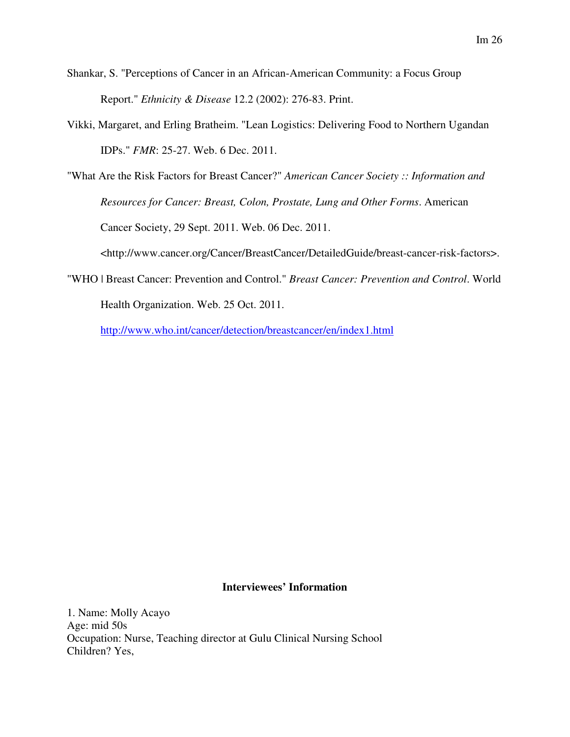Shankar, S. "Perceptions of Cancer in an African-American Community: a Focus Group Report." *Ethnicity & Disease* 12.2 (2002): 276-83. Print.

Vikki, Margaret, and Erling Bratheim. "Lean Logistics: Delivering Food to Northern Ugandan IDPs." *FMR*: 25-27. Web. 6 Dec. 2011.

"What Are the Risk Factors for Breast Cancer?" *American Cancer Society :: Information and Resources for Cancer: Breast, Colon, Prostate, Lung and Other Forms*. American Cancer Society, 29 Sept. 2011. Web. 06 Dec. 2011. <http://www.cancer.org/Cancer/BreastCancer/DetailedGuide/breast-cancer-risk-factors>.

"WHO | Breast Cancer: Prevention and Control." *Breast Cancer: Prevention and Control*. World Health Organization. Web. 25 Oct. 2011. http://www.who.int/cancer/detection/breastcancer/en/index1.html

## Interviewees' Information

1. Name: Molly Acayo
Age: mid 50s
Occupation: Nurse, Teaching director at Gulu Clinical Nursing School
Children? Yes,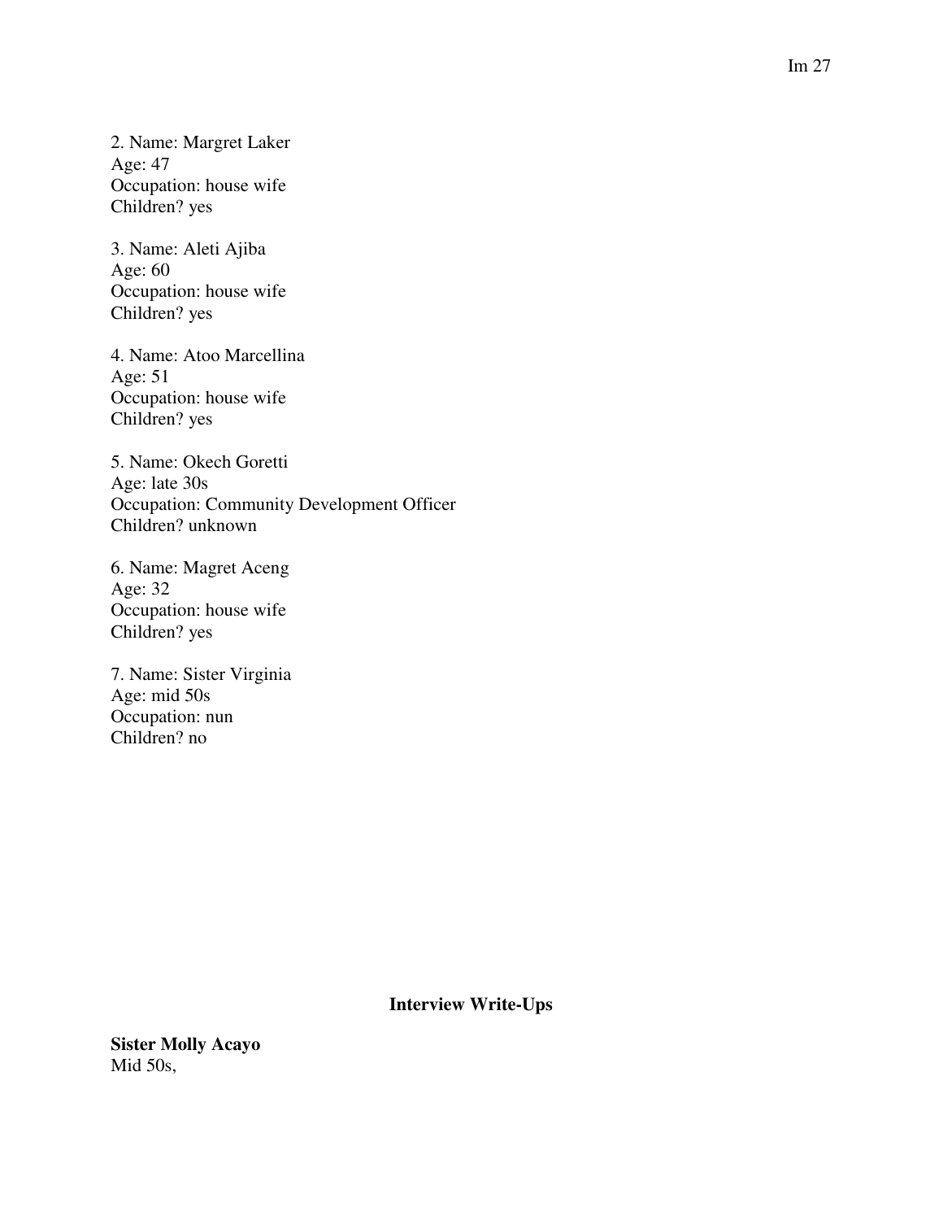2. Name: Margret Laker
Age: 47
Occupation: house wife
Children? yes

3. Name: Aleti Ajiba
Age: 60
Occupation: house wife
Children? yes

4. Name: Atoo Marcellina
Age: 51
Occupation: house wife
Children? yes

5. Name: Okech Goretti
Age: late 30s
Occupation: Community Development Officer
Children? unknown

6. Name: Magret Aceng
Age: 32
Occupation: house wife
Children? yes

7. Name: Sister Virginia
Age: mid 50s
Occupation: nun
Children? no

**Interview Write-Ups**

**Sister Molly Acayo**
Mid 50s,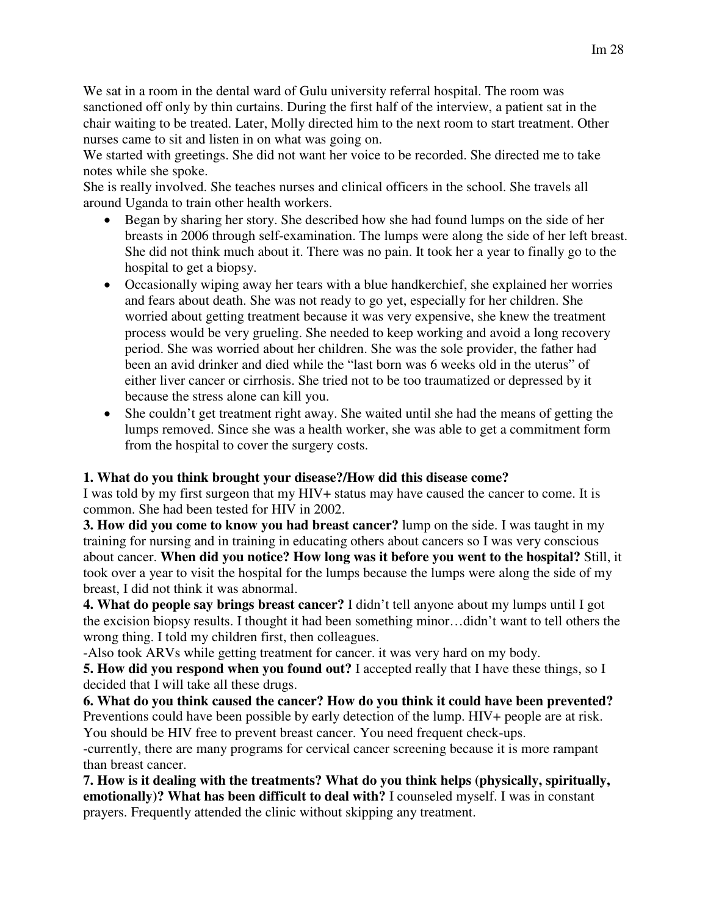We sat in a room in the dental ward of Gulu university referral hospital. The room was sanctioned off only by thin curtains. During the first half of the interview, a patient sat in the chair waiting to be treated. Later, Molly directed him to the next room to start treatment. Other nurses came to sit and listen in on what was going on.

We started with greetings. She did not want her voice to be recorded. She directed me to take notes while she spoke.

She is really involved. She teaches nurses and clinical officers in the school. She travels all around Uganda to train other health workers.

- Began by sharing her story. She described how she had found lumps on the side of her breasts in 2006 through self-examination. The lumps were along the side of her left breast. She did not think much about it. There was no pain. It took her a year to finally go to the hospital to get a biopsy.
- Occasionally wiping away her tears with a blue handkerchief, she explained her worries and fears about death. She was not ready to go yet, especially for her children. She worried about getting treatment because it was very expensive, she knew the treatment process would be very grueling. She needed to keep working and avoid a long recovery period. She was worried about her children. She was the sole provider, the father had been an avid drinker and died while the "last born was 6 weeks old in the uterus" of either liver cancer or cirrhosis. She tried not to be too traumatized or depressed by it because the stress alone can kill you.
- She couldn't get treatment right away. She waited until she had the means of getting the lumps removed. Since she was a health worker, she was able to get a commitment form from the hospital to cover the surgery costs.

**1. What do you think brought your disease?/How did this disease come?**
I was told by my first surgeon that my HIV+ status may have caused the cancer to come. It is common. She had been tested for HIV in 2002.

**3. How did you come to know you had breast cancer?** lump on the side. I was taught in my training for nursing and in training in educating others about cancers so I was very conscious about cancer. **When did you notice? How long was it before you went to the hospital?** Still, it took over a year to visit the hospital for the lumps because the lumps were along the side of my breast, I did not think it was abnormal.

**4. What do people say brings breast cancer?** I didn't tell anyone about my lumps until I got the excision biopsy results. I thought it had been something minor…didn't want to tell others the wrong thing. I told my children first, then colleagues.

-Also took ARVs while getting treatment for cancer. it was very hard on my body.

**5. How did you respond when you found out?** I accepted really that I have these things, so I decided that I will take all these drugs.

**6. What do you think caused the cancer? How do you think it could have been prevented?** Preventions could have been possible by early detection of the lump. HIV+ people are at risk. You should be HIV free to prevent breast cancer. You need frequent check-ups.

-currently, there are many programs for cervical cancer screening because it is more rampant than breast cancer.

**7. How is it dealing with the treatments? What do you think helps (physically, spiritually, emotionally)? What has been difficult to deal with?** I counseled myself. I was in constant prayers. Frequently attended the clinic without skipping any treatment.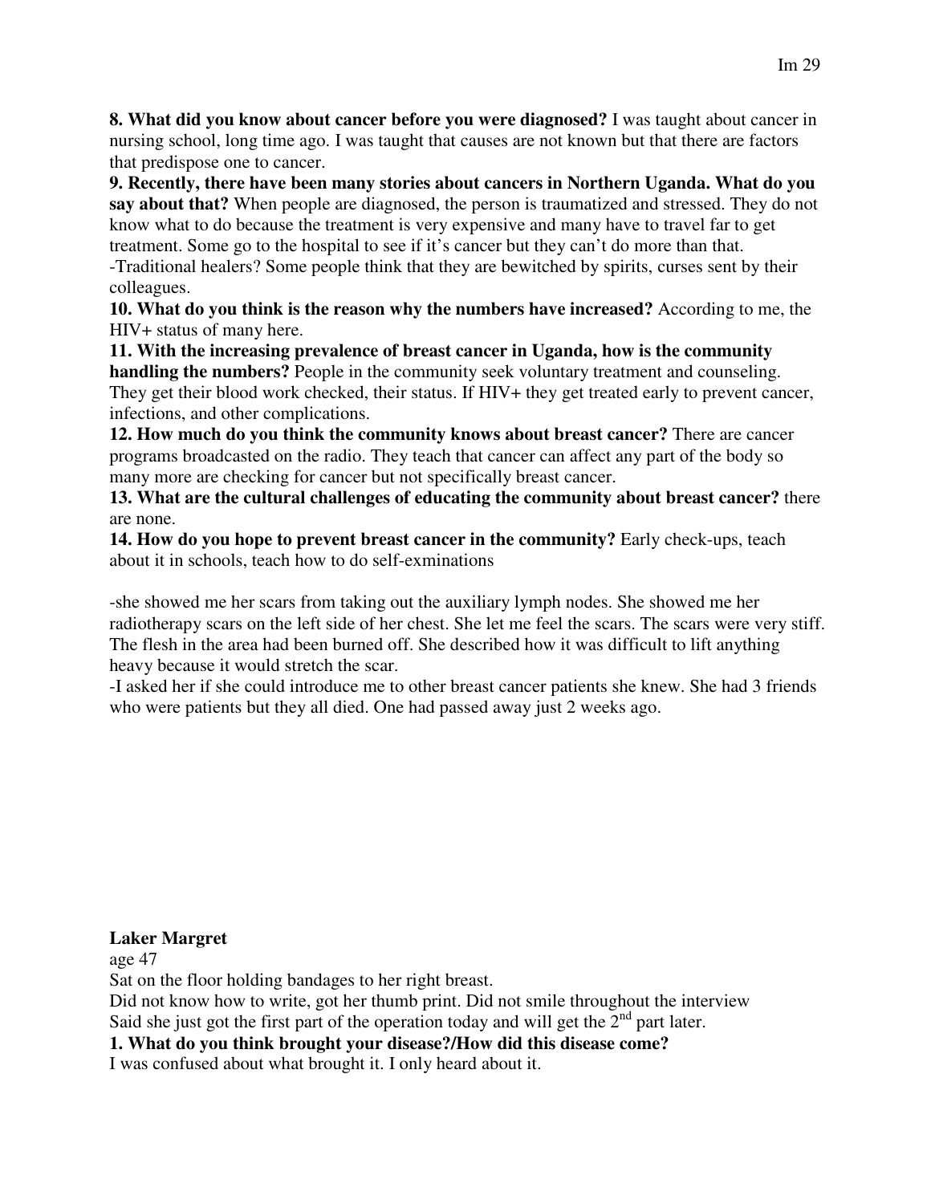**8. What did you know about cancer before you were diagnosed?** I was taught about cancer in nursing school, long time ago. I was taught that causes are not known but that there are factors that predispose one to cancer.

**9. Recently, there have been many stories about cancers in Northern Uganda. What do you say about that?** When people are diagnosed, the person is traumatized and stressed. They do not know what to do because the treatment is very expensive and many have to travel far to get treatment. Some go to the hospital to see if it's cancer but they can't do more than that.

-Traditional healers? Some people think that they are bewitched by spirits, curses sent by their colleagues.

**10. What do you think is the reason why the numbers have increased?** According to me, the HIV+ status of many here.

**11. With the increasing prevalence of breast cancer in Uganda, how is the community handling the numbers?** People in the community seek voluntary treatment and counseling. They get their blood work checked, their status. If HIV+ they get treated early to prevent cancer, infections, and other complications.

**12. How much do you think the community knows about breast cancer?** There are cancer programs broadcasted on the radio. They teach that cancer can affect any part of the body so many more are checking for cancer but not specifically breast cancer.

**13. What are the cultural challenges of educating the community about breast cancer?** there are none.

**14. How do you hope to prevent breast cancer in the community?** Early check-ups, teach about it in schools, teach how to do self-exminations

-she showed me her scars from taking out the auxiliary lymph nodes. She showed me her radiotherapy scars on the left side of her chest. She let me feel the scars. The scars were very stiff. The flesh in the area had been burned off. She described how it was difficult to lift anything heavy because it would stretch the scar.

-I asked her if she could introduce me to other breast cancer patients she knew. She had 3 friends who were patients but they all died. One had passed away just 2 weeks ago.

**Laker Margret**

age 47

Sat on the floor holding bandages to her right breast.

Did not know how to write, got her thumb print. Did not smile throughout the interview

Said she just got the first part of the operation today and will get the 2nd part later.

**1. What do you think brought your disease?/How did this disease come?**

I was confused about what brought it. I only heard about it.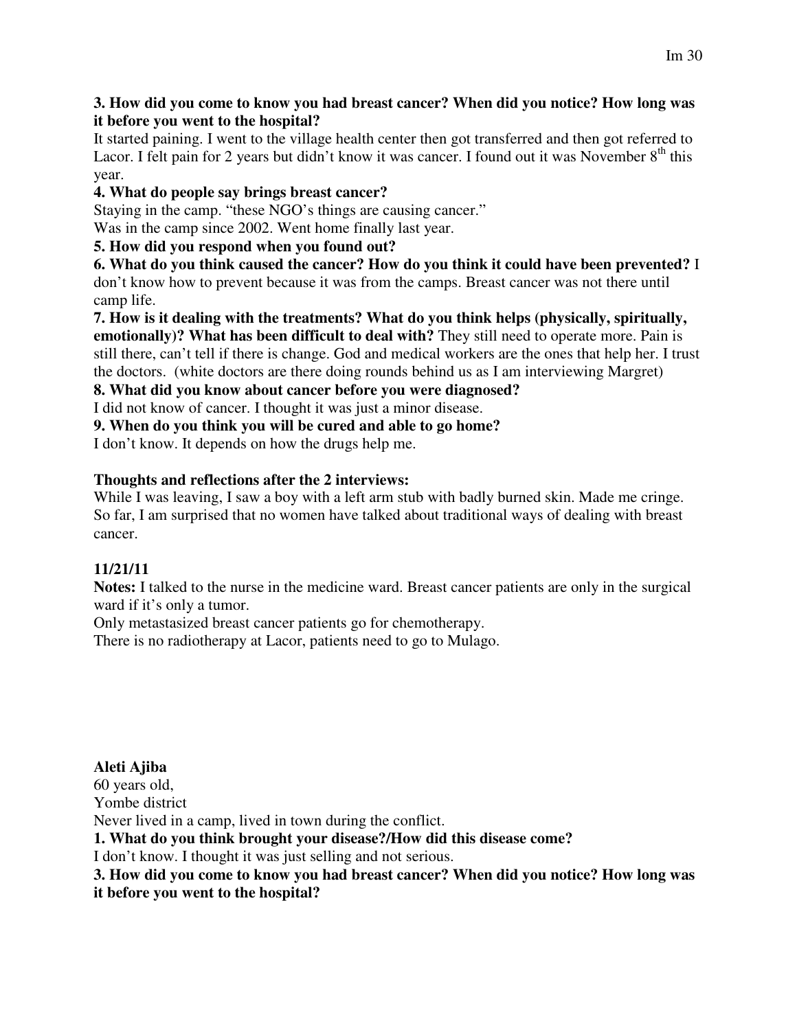**3. How did you come to know you had breast cancer? When did you notice? How long was it before you went to the hospital?**

It started paining. I went to the village health center then got transferred and then got referred to Lacor. I felt pain for 2 years but didn't know it was cancer. I found out it was November 8th this year.

**4. What do people say brings breast cancer?**

Staying in the camp. "these NGO's things are causing cancer."

Was in the camp since 2002. Went home finally last year.

**5. How did you respond when you found out?**

**6. What do you think caused the cancer? How do you think it could have been prevented?** I don't know how to prevent because it was from the camps. Breast cancer was not there until camp life.

**7. How is it dealing with the treatments? What do you think helps (physically, spiritually, emotionally)? What has been difficult to deal with?** They still need to operate more. Pain is still there, can't tell if there is change. God and medical workers are the ones that help her. I trust the doctors. (white doctors are there doing rounds behind us as I am interviewing Margret)

**8. What did you know about cancer before you were diagnosed?**

I did not know of cancer. I thought it was just a minor disease.

**9. When do you think you will be cured and able to go home?**

I don't know. It depends on how the drugs help me.

**Thoughts and reflections after the 2 interviews:**

While I was leaving, I saw a boy with a left arm stub with badly burned skin. Made me cringe. So far, I am surprised that no women have talked about traditional ways of dealing with breast cancer.

**11/21/11**

**Notes:** I talked to the nurse in the medicine ward. Breast cancer patients are only in the surgical ward if it's only a tumor.

Only metastasized breast cancer patients go for chemotherapy.

There is no radiotherapy at Lacor, patients need to go to Mulago.

**Aleti Ajiba**

60 years old,

Yombe district

Never lived in a camp, lived in town during the conflict.

**1. What do you think brought your disease?/How did this disease come?**

I don't know. I thought it was just selling and not serious.

**3. How did you come to know you had breast cancer? When did you notice? How long was it before you went to the hospital?**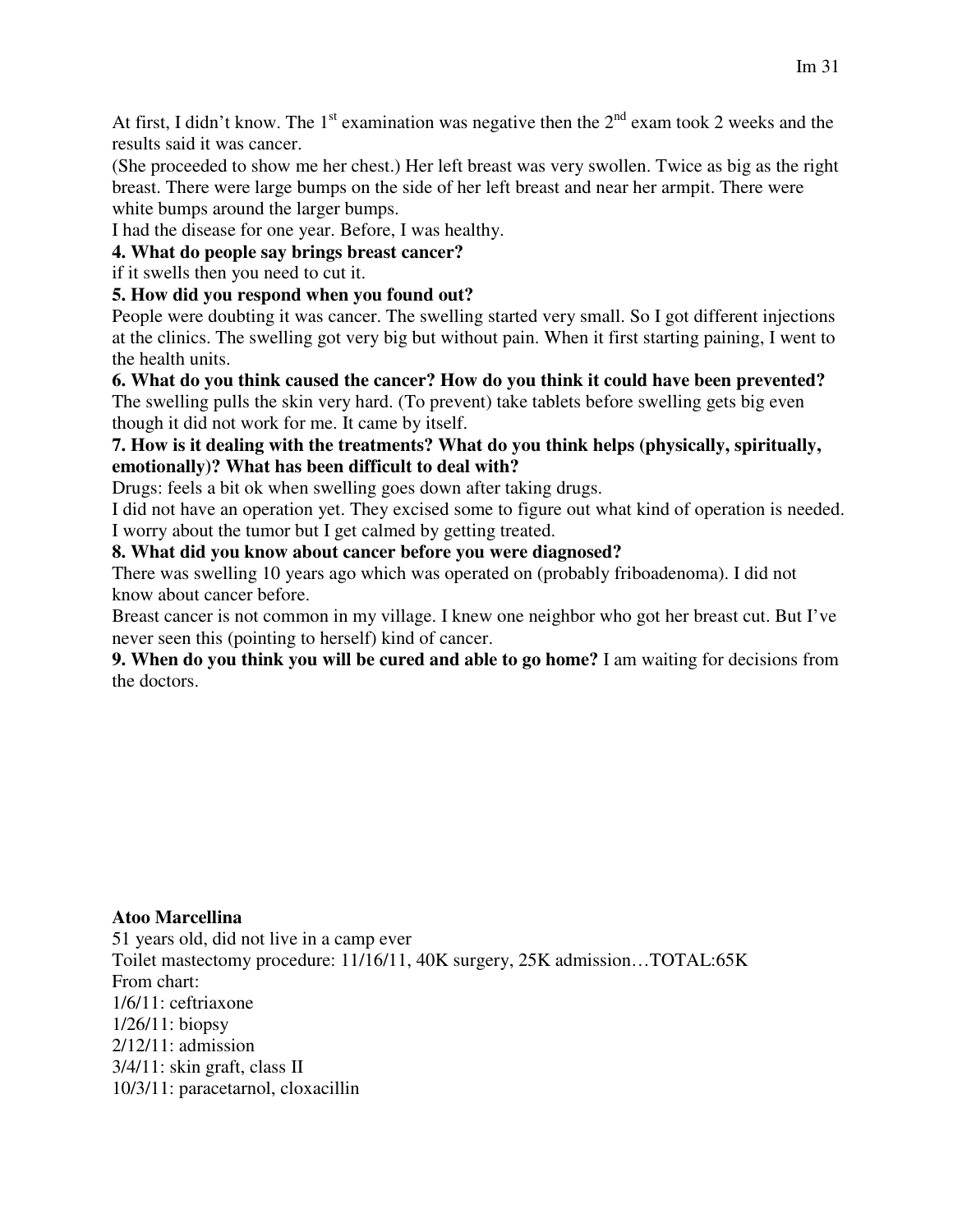At first, I didn't know. The 1st examination was negative then the 2nd exam took 2 weeks and the results said it was cancer.

(She proceeded to show me her chest.) Her left breast was very swollen. Twice as big as the right breast. There were large bumps on the side of her left breast and near her armpit. There were white bumps around the larger bumps.

I had the disease for one year. Before, I was healthy.

**4. What do people say brings breast cancer?**

if it swells then you need to cut it.

**5. How did you respond when you found out?**

People were doubting it was cancer. The swelling started very small. So I got different injections at the clinics. The swelling got very big but without pain. When it first starting paining, I went to the health units.

**6. What do you think caused the cancer? How do you think it could have been prevented?**

The swelling pulls the skin very hard. (To prevent) take tablets before swelling gets big even though it did not work for me. It came by itself.

**7. How is it dealing with the treatments? What do you think helps (physically, spiritually, emotionally)? What has been difficult to deal with?**

Drugs: feels a bit ok when swelling goes down after taking drugs.

I did not have an operation yet. They excised some to figure out what kind of operation is needed. I worry about the tumor but I get calmed by getting treated.

**8. What did you know about cancer before you were diagnosed?**

There was swelling 10 years ago which was operated on (probably friboadenoma). I did not know about cancer before.

Breast cancer is not common in my village. I knew one neighbor who got her breast cut. But I've never seen this (pointing to herself) kind of cancer.

**9. When do you think you will be cured and able to go home?** I am waiting for decisions from the doctors.

**Atoo Marcellina**

51 years old, did not live in a camp ever

Toilet mastectomy procedure: 11/16/11, 40K surgery, 25K admission…TOTAL:65K

From chart:

1/6/11: ceftriaxone

1/26/11: biopsy

2/12/11: admission

3/4/11: skin graft, class II

10/3/11: paracetarnol, cloxacillin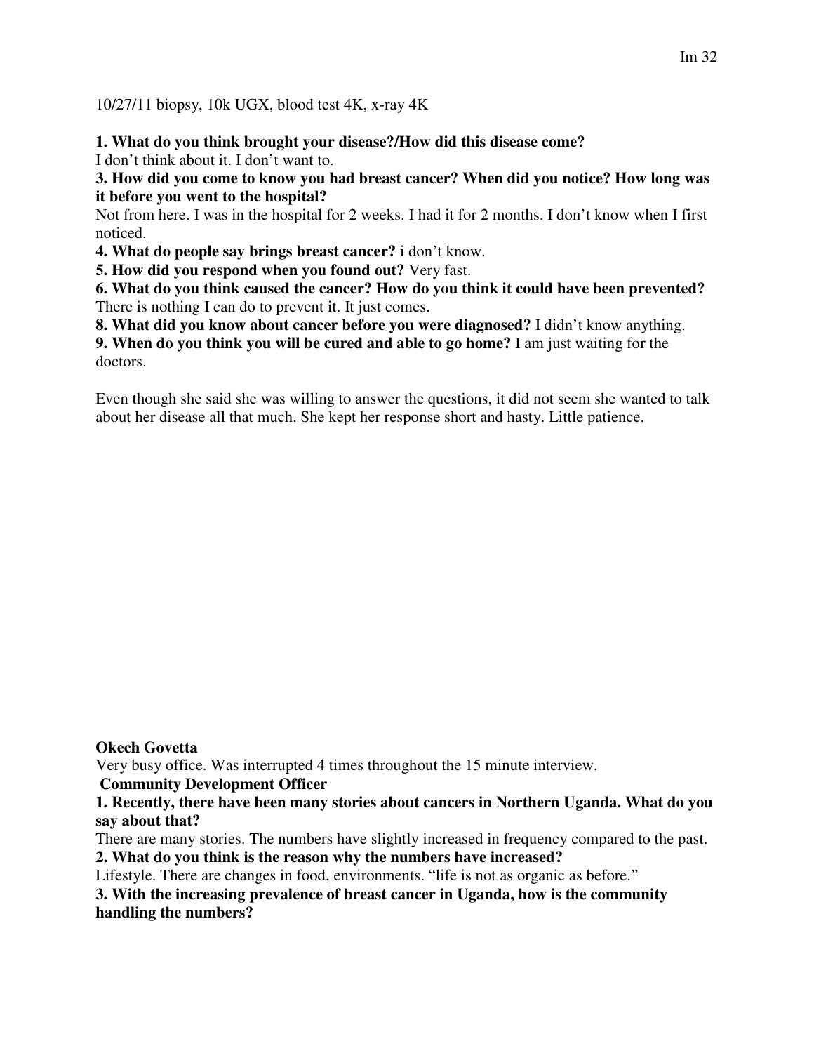10/27/11 biopsy, 10k UGX, blood test 4K, x-ray 4K

**1. What do you think brought your disease?/How did this disease come?**
I don't think about it. I don't want to.

**3. How did you come to know you had breast cancer? When did you notice? How long was it before you went to the hospital?**
Not from here. I was in the hospital for 2 weeks. I had it for 2 months. I don't know when I first noticed.

**4. What do people say brings breast cancer?** i don't know.

**5. How did you respond when you found out?** Very fast.

**6. What do you think caused the cancer? How do you think it could have been prevented?**
There is nothing I can do to prevent it. It just comes.

**8. What did you know about cancer before you were diagnosed?** I didn't know anything.

**9. When do you think you will be cured and able to go home?** I am just waiting for the doctors.

Even though she said she was willing to answer the questions, it did not seem she wanted to talk about her disease all that much. She kept her response short and hasty. Little patience.

**Okech Govetta**

Very busy office. Was interrupted 4 times throughout the 15 minute interview.

**Community Development Officer**

**1. Recently, there have been many stories about cancers in Northern Uganda. What do you say about that?**
There are many stories. The numbers have slightly increased in frequency compared to the past.

**2. What do you think is the reason why the numbers have increased?**
Lifestyle. There are changes in food, environments. "life is not as organic as before."

**3. With the increasing prevalence of breast cancer in Uganda, how is the community handling the numbers?**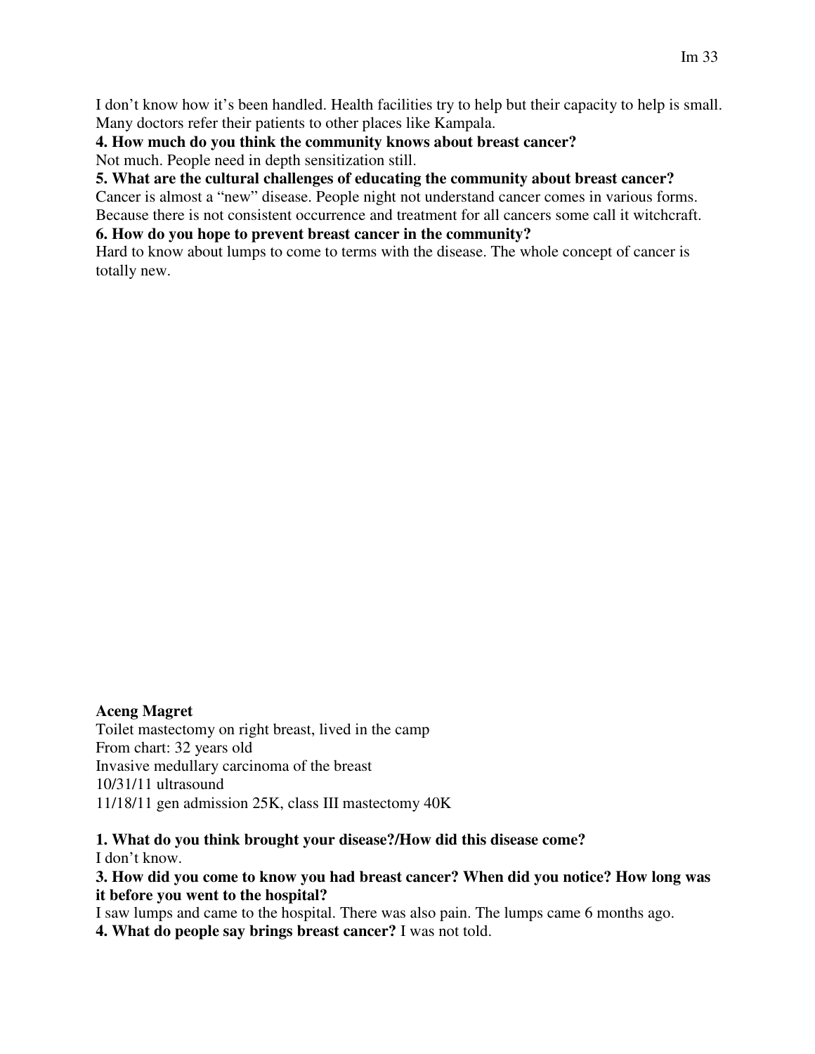I don't know how it's been handled. Health facilities try to help but their capacity to help is small. Many doctors refer their patients to other places like Kampala.

**4. How much do you think the community knows about breast cancer?**

Not much. People need in depth sensitization still.

**5. What are the cultural challenges of educating the community about breast cancer?**

Cancer is almost a "new" disease. People night not understand cancer comes in various forms. Because there is not consistent occurrence and treatment for all cancers some call it witchcraft.

**6. How do you hope to prevent breast cancer in the community?**

Hard to know about lumps to come to terms with the disease. The whole concept of cancer is totally new.

**Aceng Magret**

Toilet mastectomy on right breast, lived in the camp
From chart: 32 years old
Invasive medullary carcinoma of the breast
10/31/11 ultrasound
11/18/11 gen admission 25K, class III mastectomy 40K

**1. What do you think brought your disease?/How did this disease come?**

I don't know.

**3. How did you come to know you had breast cancer? When did you notice? How long was it before you went to the hospital?**

I saw lumps and came to the hospital. There was also pain. The lumps came 6 months ago.

**4. What do people say brings breast cancer?** I was not told.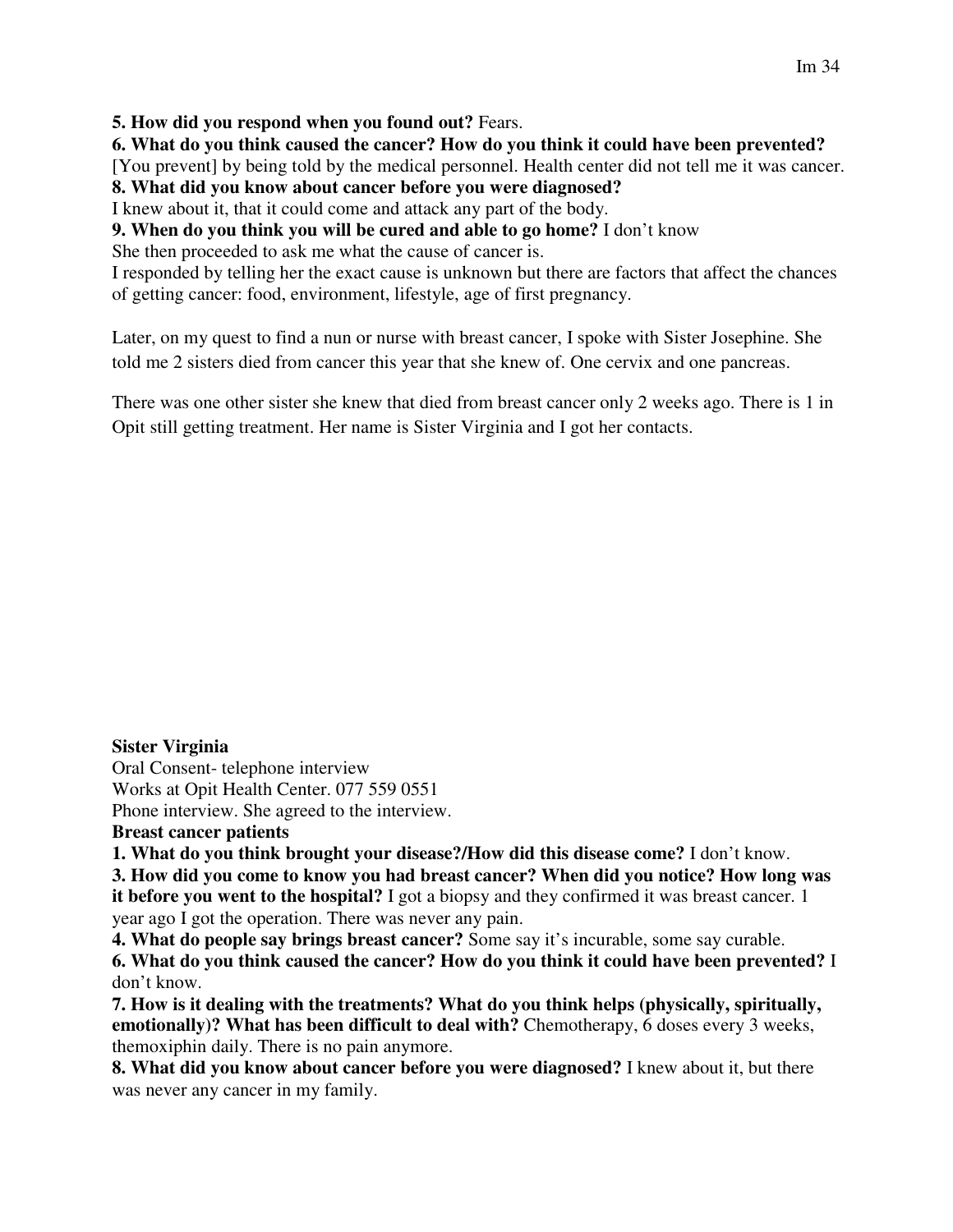**5. How did you respond when you found out?** Fears.

**6. What do you think caused the cancer? How do you think it could have been prevented?** [You prevent] by being told by the medical personnel. Health center did not tell me it was cancer.

**8. What did you know about cancer before you were diagnosed?** I knew about it, that it could come and attack any part of the body.

**9. When do you think you will be cured and able to go home?** I don't know

She then proceeded to ask me what the cause of cancer is.

I responded by telling her the exact cause is unknown but there are factors that affect the chances of getting cancer: food, environment, lifestyle, age of first pregnancy.

Later, on my quest to find a nun or nurse with breast cancer, I spoke with Sister Josephine. She told me 2 sisters died from cancer this year that she knew of. One cervix and one pancreas.

There was one other sister she knew that died from breast cancer only 2 weeks ago. There is 1 in Opit still getting treatment. Her name is Sister Virginia and I got her contacts.

**Sister Virginia**

Oral Consent- telephone interview

Works at Opit Health Center. 077 559 0551

Phone interview. She agreed to the interview.

**Breast cancer patients**

**1. What do you think brought your disease?/How did this disease come?** I don't know.

**3. How did you come to know you had breast cancer? When did you notice? How long was it before you went to the hospital?** I got a biopsy and they confirmed it was breast cancer. 1 year ago I got the operation. There was never any pain.

**4. What do people say brings breast cancer?** Some say it's incurable, some say curable.

**6. What do you think caused the cancer? How do you think it could have been prevented?** I don't know.

**7. How is it dealing with the treatments? What do you think helps (physically, spiritually, emotionally)? What has been difficult to deal with?** Chemotherapy, 6 doses every 3 weeks, themoxiphin daily. There is no pain anymore.

**8. What did you know about cancer before you were diagnosed?** I knew about it, but there was never any cancer in my family.